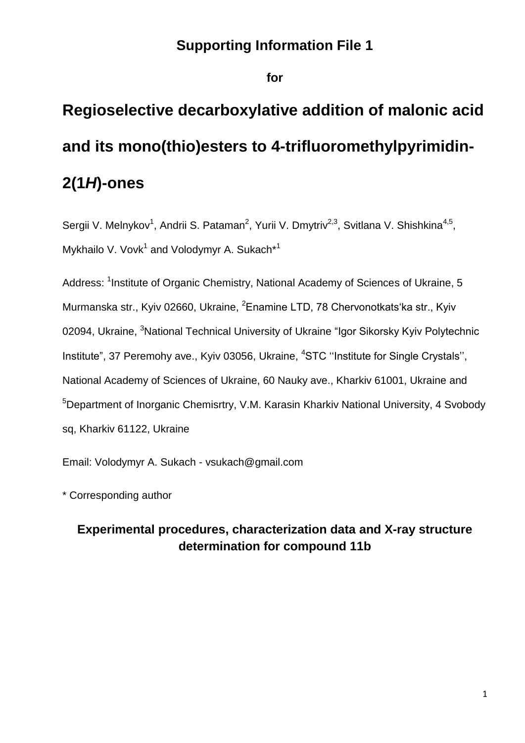# Supporting Information File 1

**for**

# Regioselective decarboxylative addition of malonic acid and its mono(thio)esters to 4-trifluoromethylpyrimidin-2(1*H*)-ones

Sergii V. Melnykov[1], Andrii S. Pataman[2], Yurii V. Dmytriv[2,3], Svitlana V. Shishkina[4,5], Mykhailo V. Vovk[1] and Volodymyr A. Sukach*[1]

Address: [1]Institute of Organic Chemistry, National Academy of Sciences of Ukraine, 5 Murmanska str., Kyiv 02660, Ukraine, [2]Enamine LTD, 78 Chervonotkats'ka str., Kyiv 02094, Ukraine, [3]National Technical University of Ukraine "Igor Sikorsky Kyiv Polytechnic Institute", 37 Peremohy ave., Kyiv 03056, Ukraine, [4]STC ''Institute for Single Crystals'', National Academy of Sciences of Ukraine, 60 Nauky ave., Kharkiv 61001, Ukraine and [5]Department of Inorganic Chemisrtry, V.M. Karasin Kharkiv National University, 4 Svobody sq, Kharkiv 61122, Ukraine

Email: Volodymyr A. Sukach - vsukach@gmail.com

\* Corresponding author

## Experimental procedures, characterization data and X-ray structure determination for compound 11b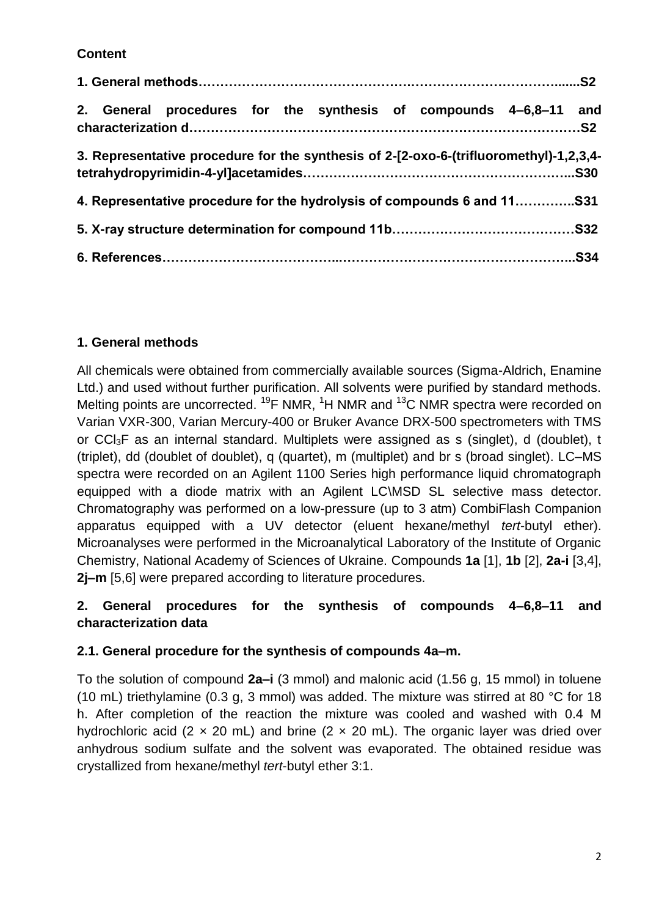**Content**

**1. General methods……………………………………….………………………….......S2**

**2. General procedures for the synthesis of compounds 4–6,8–11 and characterization d………………………………………………………………………………S2**

**3. Representative procedure for the synthesis of 2-[2-oxo-6-(trifluoromethyl)-1,2,3,4-tetrahydropyrimidin-4-yl]acetamides…………………………….………………...S30**

**4. Representative procedure for the hydrolysis of compounds 6 and 11…………..S31**

**5. X-ray structure determination for compound 11b…………………………………S32**

**6. References………………………………..…………………………………………..S34**

## 1. General methods

All chemicals were obtained from commercially available sources (Sigma-Aldrich, Enamine Ltd.) and used without further purification. All solvents were purified by standard methods. Melting points are uncorrected. $^{19}$F NMR, $^{1}$H NMR and $^{13}$C NMR spectra were recorded on Varian VXR-300, Varian Mercury-400 or Bruker Avance DRX-500 spectrometers with TMS or $CCl_3F$ as an internal standard. Multiplets were assigned as s (singlet), d (doublet), t (triplet), dd (doublet of doublet), q (quartet), m (multiplet) and br s (broad singlet). LC–MS spectra were recorded on an Agilent 1100 Series high performance liquid chromatograph equipped with a diode matrix with an Agilent LC\MSD SL selective mass detector. Chromatography was performed on a low-pressure (up to 3 atm) CombiFlash Companion apparatus equipped with a UV detector (eluent hexane/methyl *tert*-butyl ether). Microanalyses were performed in the Microanalytical Laboratory of the Institute of Organic Chemistry, National Academy of Sciences of Ukraine. Compounds **1a** [1], **1b** [2], **2a-i** [3,4], **2j–m** [5,6] were prepared according to literature procedures.

## 2. General procedures for the synthesis of compounds 4–6,8–11 and characterization data

### 2.1. General procedure for the synthesis of compounds 4a–m.

To the solution of compound **2a–i** (3 mmol) and malonic acid (1.56 g, 15 mmol) in toluene (10 mL) triethylamine (0.3 g, 3 mmol) was added. The mixture was stirred at 80 °C for 18 h. After completion of the reaction the mixture was cooled and washed with 0.4 M hydrochloric acid (2 × 20 mL) and brine (2 × 20 mL). The organic layer was dried over anhydrous sodium sulfate and the solvent was evaporated. The obtained residue was crystallized from hexane/methyl *tert*-butyl ether 3:1.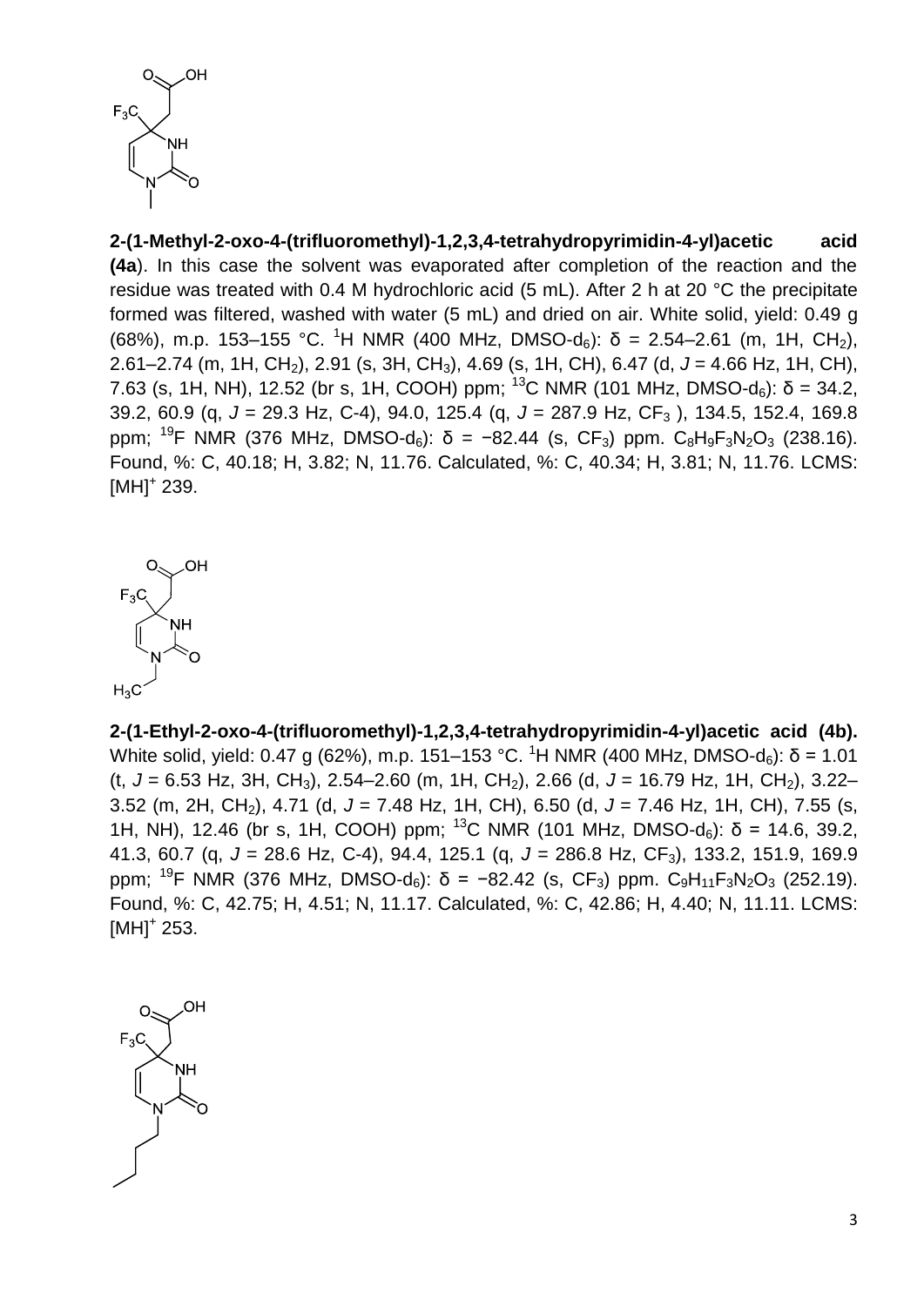**2-(1-Methyl-2-oxo-4-(trifluoromethyl)-1,2,3,4-tetrahydropyrimidin-4-yl)acetic acid (4a**). In this case the solvent was evaporated after completion of the reaction and the residue was treated with 0.4 M hydrochloric acid (5 mL). After 2 h at 20 °C the precipitate formed was filtered, washed with water (5 mL) and dried on air. White solid, yield: 0.49 g (68%), m.p. 153–155 °C. $^{1}$H NMR (400 MHz, DMSO-d$_6$): δ = 2.54–2.61 (m, 1H, $CH_2$), 2.61–2.74 (m, 1H, $CH_2$), 2.91 (s, 3H, $CH_3$), 4.69 (s, 1H, CH), 6.47 (d, *J* = 4.66 Hz, 1H, CH), 7.63 (s, 1H, NH), 12.52 (br s, 1H, COOH) ppm; $^{13}$C NMR (101 MHz, DMSO-d$_6$): δ = 34.2, 39.2, 60.9 (q, *J* = 29.3 Hz, C-4), 94.0, 125.4 (q, *J* = 287.9 Hz, $CF_3$ ), 134.5, 152.4, 169.8 ppm; $^{19}$F NMR (376 MHz, DMSO-d$_6$): δ = −82.44 (s, $CF_3$) ppm. $C_8H_9F_3N_2O_3$ (238.16). Found, %: C, 40.18; H, 3.82; N, 11.76. Calculated, %: C, 40.34; H, 3.81; N, 11.76. LCMS: $[MH]^+$ 239.

**2-(1-Ethyl-2-oxo-4-(trifluoromethyl)-1,2,3,4-tetrahydropyrimidin-4-yl)acetic acid (4b).** White solid, yield: 0.47 g (62%), m.p. 151–153 °C. $^{1}$H NMR (400 MHz, DMSO-d$_6$): δ = 1.01 (t, *J* = 6.53 Hz, 3H, $CH_3$), 2.54–2.60 (m, 1H, $CH_2$), 2.66 (d, *J* = 16.79 Hz, 1H, $CH_2$), 3.22–3.52 (m, 2H, $CH_2$), 4.71 (d, *J* = 7.48 Hz, 1H, CH), 6.50 (d, *J* = 7.46 Hz, 1H, CH), 7.55 (s, 1H, NH), 12.46 (br s, 1H, COOH) ppm; $^{13}$C NMR (101 MHz, DMSO-d$_6$): δ = 14.6, 39.2, 41.3, 60.7 (q, *J* = 28.6 Hz, C-4), 94.4, 125.1 (q, *J* = 286.8 Hz, $CF_3$), 133.2, 151.9, 169.9 ppm; $^{19}$F NMR (376 MHz, DMSO-d$_6$): δ = −82.42 (s, $CF_3$) ppm. $C_9H_{11}F_3N_2O_3$ (252.19). Found, %: C, 42.75; H, 4.51; N, 11.17. Calculated, %: C, 42.86; H, 4.40; N, 11.11. LCMS: $[MH]^+$ 253.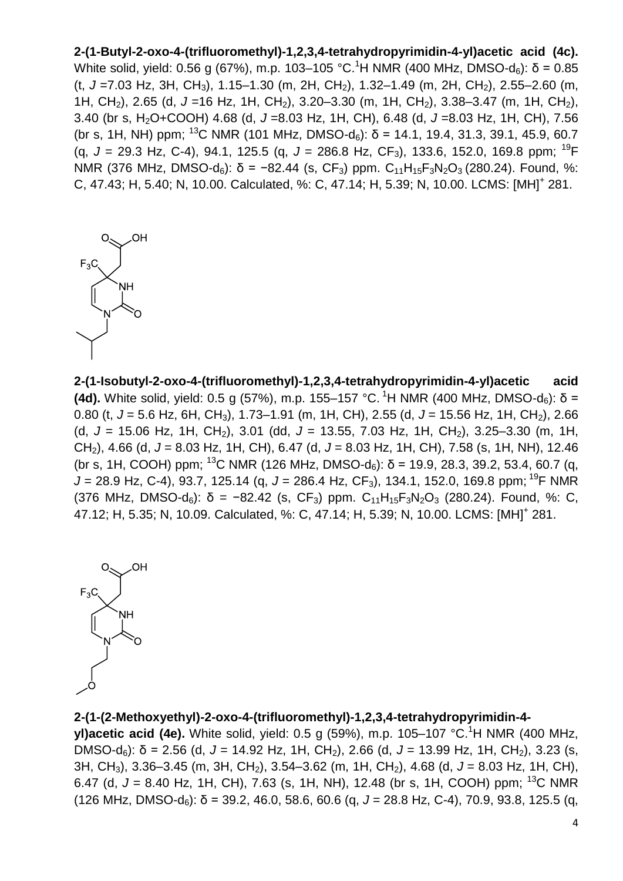**2-(1-Butyl-2-oxo-4-(trifluoromethyl)-1,2,3,4-tetrahydropyrimidin-4-yl)acetic acid (4c).** White solid, yield: 0.56 g (67%), m.p. 103–105 °C.$^1$H NMR (400 MHz, DMSO-$d_6$): δ = 0.85 (t, *J* =7.03 Hz, 3H, $CH_3$), 1.15–1.30 (m, 2H, $CH_2$), 1.32–1.49 (m, 2H, $CH_2$), 2.55–2.60 (m, 1H, $CH_2$), 2.65 (d, *J* =16 Hz, 1H, $CH_2$), 3.20–3.30 (m, 1H, $CH_2$), 3.38–3.47 (m, 1H, $CH_2$), 3.40 (br s, $H_2O$+COOH) 4.68 (d, *J* =8.03 Hz, 1H, CH), 6.48 (d, *J* =8.03 Hz, 1H, CH), 7.56 (br s, 1H, NH) ppm; $^{13}$C NMR (101 MHz, DMSO-$d_6$): δ = 14.1, 19.4, 31.3, 39.1, 45.9, 60.7 (q, *J* = 29.3 Hz, C-4), 94.1, 125.5 (q, *J* = 286.8 Hz, $CF_3$), 133.6, 152.0, 169.8 ppm; $^{19}$F NMR (376 MHz, DMSO-$d_6$): δ = −82.44 (s, $CF_3$) ppm. $C_{11}H_{15}F_3N_2O_3$ (280.24). Found, %: C, 47.43; H, 5.40; N, 10.00. Calculated, %: C, 47.14; H, 5.39; N, 10.00. LCMS: $[MH]^+$ 281.

**2-(1-Isobutyl-2-oxo-4-(trifluoromethyl)-1,2,3,4-tetrahydropyrimidin-4-yl)acetic acid (4d).** White solid, yield: 0.5 g (57%), m.p. 155–157 °C. $^1$H NMR (400 MHz, DMSO-$d_6$): δ = 0.80 (t, *J* = 5.6 Hz, 6H, $CH_3$), 1.73–1.91 (m, 1H, CH), 2.55 (d, *J* = 15.56 Hz, 1H, $CH_2$), 2.66 (d, *J* = 15.06 Hz, 1H, $CH_2$), 3.01 (dd, *J* = 13.55, 7.03 Hz, 1H, $CH_2$), 3.25–3.30 (m, 1H, $CH_2$), 4.66 (d, *J* = 8.03 Hz, 1H, CH), 6.47 (d, *J* = 8.03 Hz, 1H, CH), 7.58 (s, 1H, NH), 12.46 (br s, 1H, COOH) ppm; $^{13}$C NMR (126 MHz, DMSO-$d_6$): δ = 19.9, 28.3, 39.2, 53.4, 60.7 (q, *J* = 28.9 Hz, C-4), 93.7, 125.14 (q, *J* = 286.4 Hz, $CF_3$), 134.1, 152.0, 169.8 ppm; $^{19}$F NMR (376 MHz, DMSO-$d_6$): δ = −82.42 (s, $CF_3$) ppm. $C_{11}H_{15}F_3N_2O_3$ (280.24). Found, %: C, 47.12; H, 5.35; N, 10.09. Calculated, %: C, 47.14; H, 5.39; N, 10.00. LCMS: $[MH]^+$ 281.

**2-(1-(2-Methoxyethyl)-2-oxo-4-(trifluoromethyl)-1,2,3,4-tetrahydropyrimidin-4-yl)acetic acid (4e).** White solid, yield: 0.5 g (59%), m.p. 105–107 °C.$^1$H NMR (400 MHz, DMSO-$d_6$): δ = 2.56 (d, *J* = 14.92 Hz, 1H, $CH_2$), 2.66 (d, *J* = 13.99 Hz, 1H, $CH_2$), 3.23 (s, 3H, $CH_3$), 3.36–3.45 (m, 3H, $CH_2$), 3.54–3.62 (m, 1H, $CH_2$), 4.68 (d, *J* = 8.03 Hz, 1H, CH), 6.47 (d, *J* = 8.40 Hz, 1H, CH), 7.63 (s, 1H, NH), 12.48 (br s, 1H, COOH) ppm; $^{13}$C NMR (126 MHz, DMSO-$d_6$): δ = 39.2, 46.0, 58.6, 60.6 (q, *J* = 28.8 Hz, C-4), 70.9, 93.8, 125.5 (q,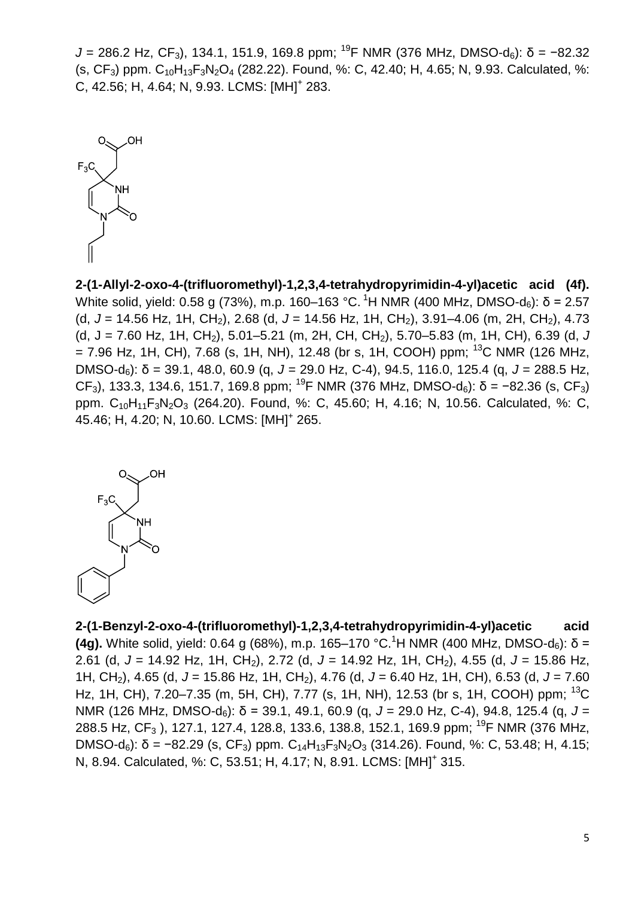$J$ = 286.2 Hz, $CF_3$), 134.1, 151.9, 169.8 ppm; $^{19}F$ NMR (376 MHz, DMSO-$d_6$): δ = −82.32 (s, $CF_3$) ppm. $C_{10}H_{13}F_3N_2O_4$ (282.22). Found, %: C, 42.40; H, 4.65; N, 9.93. Calculated, %: C, 42.56; H, 4.64; N, 9.93. LCMS: $[MH]^+$ 283.

**2-(1-Allyl-2-oxo-4-(trifluoromethyl)-1,2,3,4-tetrahydropyrimidin-4-yl)acetic acid (4f).** White solid, yield: 0.58 g (73%), m.p. 160–163 °C. $^1H$ NMR (400 MHz, DMSO-$d_6$): δ = 2.57 (d, $J$ = 14.56 Hz, 1H, $CH_2$), 2.68 (d, $J$ = 14.56 Hz, 1H, $CH_2$), 3.91–4.06 (m, 2H, $CH_2$), 4.73 (d, J = 7.60 Hz, 1H, $CH_2$), 5.01–5.21 (m, 2H, CH, $CH_2$), 5.70–5.83 (m, 1H, CH), 6.39 (d, $J$ = 7.96 Hz, 1H, CH), 7.68 (s, 1H, NH), 12.48 (br s, 1H, COOH) ppm; $^{13}C$ NMR (126 MHz, DMSO-$d_6$): δ = 39.1, 48.0, 60.9 (q, $J$ = 29.0 Hz, C-4), 94.5, 116.0, 125.4 (q, $J$ = 288.5 Hz, $CF_3$), 133.3, 134.6, 151.7, 169.8 ppm; $^{19}F$ NMR (376 MHz, DMSO-$d_6$): δ = −82.36 (s, $CF_3$) ppm. $C_{10}H_{11}F_3N_2O_3$ (264.20). Found, %: C, 45.60; H, 4.16; N, 10.56. Calculated, %: C, 45.46; H, 4.20; N, 10.60. LCMS: $[MH]^+$ 265.

**2-(1-Benzyl-2-oxo-4-(trifluoromethyl)-1,2,3,4-tetrahydropyrimidin-4-yl)acetic acid (4g).** White solid, yield: 0.64 g (68%), m.p. 165–170 °C. $^1H$ NMR (400 MHz, DMSO-$d_6$): δ = 2.61 (d, $J$ = 14.92 Hz, 1H, $CH_2$), 2.72 (d, $J$ = 14.92 Hz, 1H, $CH_2$), 4.55 (d, $J$ = 15.86 Hz, 1H, $CH_2$), 4.65 (d, $J$ = 15.86 Hz, 1H, $CH_2$), 4.76 (d, $J$ = 6.40 Hz, 1H, CH), 6.53 (d, $J$ = 7.60 Hz, 1H, CH), 7.20–7.35 (m, 5H, CH), 7.77 (s, 1H, NH), 12.53 (br s, 1H, COOH) ppm; $^{13}C$ NMR (126 MHz, DMSO-$d_6$): δ = 39.1, 49.1, 60.9 (q, $J$ = 29.0 Hz, C-4), 94.8, 125.4 (q, $J$ = 288.5 Hz, $CF_3$ ), 127.1, 127.4, 128.8, 133.6, 138.8, 152.1, 169.9 ppm; $^{19}F$ NMR (376 MHz, DMSO-$d_6$): δ = −82.29 (s, $CF_3$) ppm. $C_{14}H_{13}F_3N_2O_3$ (314.26). Found, %: C, 53.48; H, 4.15; N, 8.94. Calculated, %: C, 53.51; H, 4.17; N, 8.91. LCMS: $[MH]^+$ 315.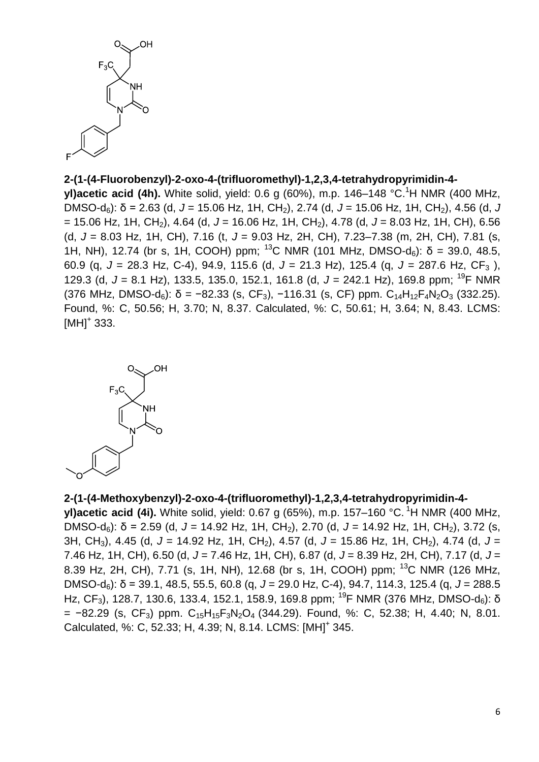**2-(1-(4-Fluorobenzyl)-2-oxo-4-(trifluoromethyl)-1,2,3,4-tetrahydropyrimidin-4-yl)acetic acid (4h).** White solid, yield: 0.6 g (60%), m.p. 146–148 °C. $^1$H NMR (400 MHz, DMSO-$d_6$): δ = 2.63 (d, *J* = 15.06 Hz, 1H, $CH_2$), 2.74 (d, *J* = 15.06 Hz, 1H, $CH_2$), 4.56 (d, *J* = 15.06 Hz, 1H, $CH_2$), 4.64 (d, *J* = 16.06 Hz, 1H, $CH_2$), 4.78 (d, *J* = 8.03 Hz, 1H, CH), 6.56 (d, *J* = 8.03 Hz, 1H, CH), 7.16 (t, *J* = 9.03 Hz, 2H, CH), 7.23–7.38 (m, 2H, CH), 7.81 (s, 1H, NH), 12.74 (br s, 1H, COOH) ppm; $^{13}$C NMR (101 MHz, DMSO-$d_6$): δ = 39.0, 48.5, 60.9 (q, *J* = 28.3 Hz, C-4), 94.9, 115.6 (d, *J* = 21.3 Hz), 125.4 (q, *J* = 287.6 Hz, $CF_3$ ), 129.3 (d, *J* = 8.1 Hz), 133.5, 135.0, 152.1, 161.8 (d, *J* = 242.1 Hz), 169.8 ppm; $^{19}$F NMR (376 MHz, DMSO-$d_6$): δ = −82.33 (s, $CF_3$), −116.31 (s, CF) ppm. $C_{14}H_{12}F_4N_2O_3$ (332.25). Found, %: C, 50.56; H, 3.70; N, 8.37. Calculated, %: C, 50.61; H, 3.64; N, 8.43. LCMS: $[MH]^+$ 333.

**2-(1-(4-Methoxybenzyl)-2-oxo-4-(trifluoromethyl)-1,2,3,4-tetrahydropyrimidin-4-yl)acetic acid (4i).** White solid, yield: 0.67 g (65%), m.p. 157–160 °C. $^1$H NMR (400 MHz, DMSO-$d_6$): δ = 2.59 (d, *J* = 14.92 Hz, 1H, $CH_2$), 2.70 (d, *J* = 14.92 Hz, 1H, $CH_2$), 3.72 (s, 3H, $CH_3$), 4.45 (d, *J* = 14.92 Hz, 1H, $CH_2$), 4.57 (d, *J* = 15.86 Hz, 1H, $CH_2$), 4.74 (d, *J* = 7.46 Hz, 1H, CH), 6.50 (d, *J* = 7.46 Hz, 1H, CH), 6.87 (d, *J* = 8.39 Hz, 2H, CH), 7.17 (d, *J* = 8.39 Hz, 2H, CH), 7.71 (s, 1H, NH), 12.68 (br s, 1H, COOH) ppm; $^{13}$C NMR (126 MHz, DMSO-$d_6$): δ = 39.1, 48.5, 55.5, 60.8 (q, *J* = 29.0 Hz, C-4), 94.7, 114.3, 125.4 (q, *J* = 288.5 Hz, $CF_3$), 128.7, 130.6, 133.4, 152.1, 158.9, 169.8 ppm; $^{19}$F NMR (376 MHz, DMSO-$d_6$): δ = −82.29 (s, $CF_3$) ppm. $C_{15}H_{15}F_3N_2O_4$ (344.29). Found, %: C, 52.38; H, 4.40; N, 8.01. Calculated, %: C, 52.33; H, 4.39; N, 8.14. LCMS: $[MH]^+$ 345.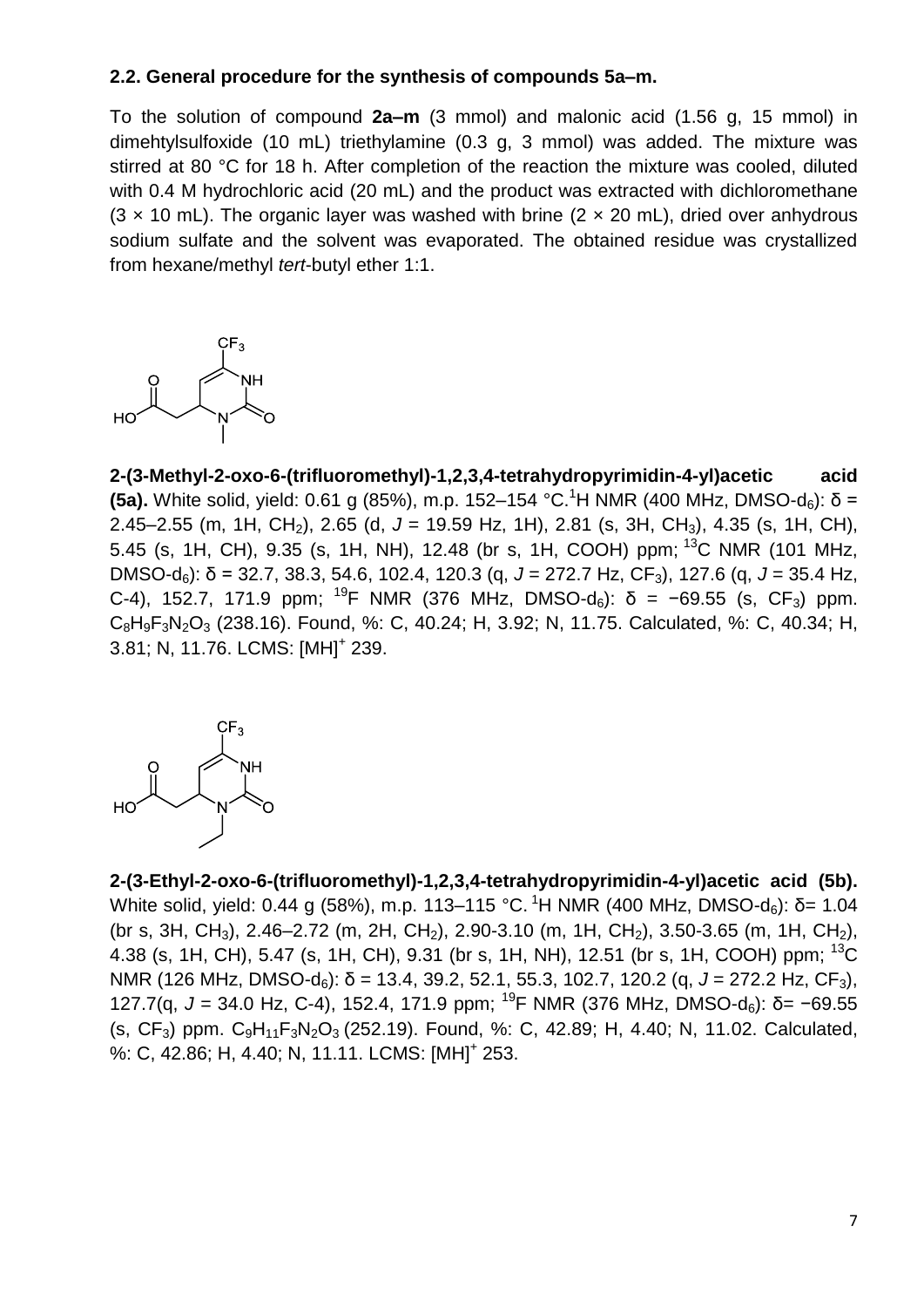### 2.2. General procedure for the synthesis of compounds 5a–m.

To the solution of compound **2a–m** (3 mmol) and malonic acid (1.56 g, 15 mmol) in dimehtylsulfoxide (10 mL) triethylamine (0.3 g, 3 mmol) was added. The mixture was stirred at 80 °C for 18 h. After completion of the reaction the mixture was cooled, diluted with 0.4 M hydrochloric acid (20 mL) and the product was extracted with dichloromethane (3 × 10 mL). The organic layer was washed with brine (2 × 20 mL), dried over anhydrous sodium sulfate and the solvent was evaporated. The obtained residue was crystallized from hexane/methyl *tert*-butyl ether 1:1.

**2-(3-Methyl-2-oxo-6-(trifluoromethyl)-1,2,3,4-tetrahydropyrimidin-4-yl)acetic acid (5a).** White solid, yield: 0.61 g (85%), m.p. 152–154 °C. $^1$H NMR (400 MHz, DMSO-d$_6$): δ = 2.45–2.55 (m, 1H, CH$_2$), 2.65 (d, *J* = 19.59 Hz, 1H), 2.81 (s, 3H, CH$_3$), 4.35 (s, 1H, CH), 5.45 (s, 1H, CH), 9.35 (s, 1H, NH), 12.48 (br s, 1H, COOH) ppm; $^{13}$C NMR (101 MHz, DMSO-d$_6$): δ = 32.7, 38.3, 54.6, 102.4, 120.3 (q, *J* = 272.7 Hz, CF$_3$), 127.6 (q, *J* = 35.4 Hz, C-4), 152.7, 171.9 ppm; $^{19}$F NMR (376 MHz, DMSO-d$_6$): δ = −69.55 (s, CF$_3$) ppm. $C_8H_9F_3N_2O_3$ (238.16). Found, %: C, 40.24; H, 3.92; N, 11.75. Calculated, %: C, 40.34; H, 3.81; N, 11.76. LCMS: [MH]$^+$ 239.

**2-(3-Ethyl-2-oxo-6-(trifluoromethyl)-1,2,3,4-tetrahydropyrimidin-4-yl)acetic acid (5b).** White solid, yield: 0.44 g (58%), m.p. 113–115 °C. $^1$H NMR (400 MHz, DMSO-d$_6$): δ= 1.04 (br s, 3H, CH$_3$), 2.46–2.72 (m, 2H, CH$_2$), 2.90-3.10 (m, 1H, CH$_2$), 3.50-3.65 (m, 1H, CH$_2$), 4.38 (s, 1H, CH), 5.47 (s, 1H, CH), 9.31 (br s, 1H, NH), 12.51 (br s, 1H, COOH) ppm; $^{13}$C NMR (126 MHz, DMSO-d$_6$): δ = 13.4, 39.2, 52.1, 55.3, 102.7, 120.2 (q, *J* = 272.2 Hz, CF$_3$), 127.7(q, *J* = 34.0 Hz, C-4), 152.4, 171.9 ppm; $^{19}$F NMR (376 MHz, DMSO-d$_6$): δ= −69.55 (s, CF$_3$) ppm. $C_9H_{11}F_3N_2O_3$ (252.19). Found, %: C, 42.89; H, 4.40; N, 11.02. Calculated, %: C, 42.86; H, 4.40; N, 11.11. LCMS: [MH]$^+$ 253.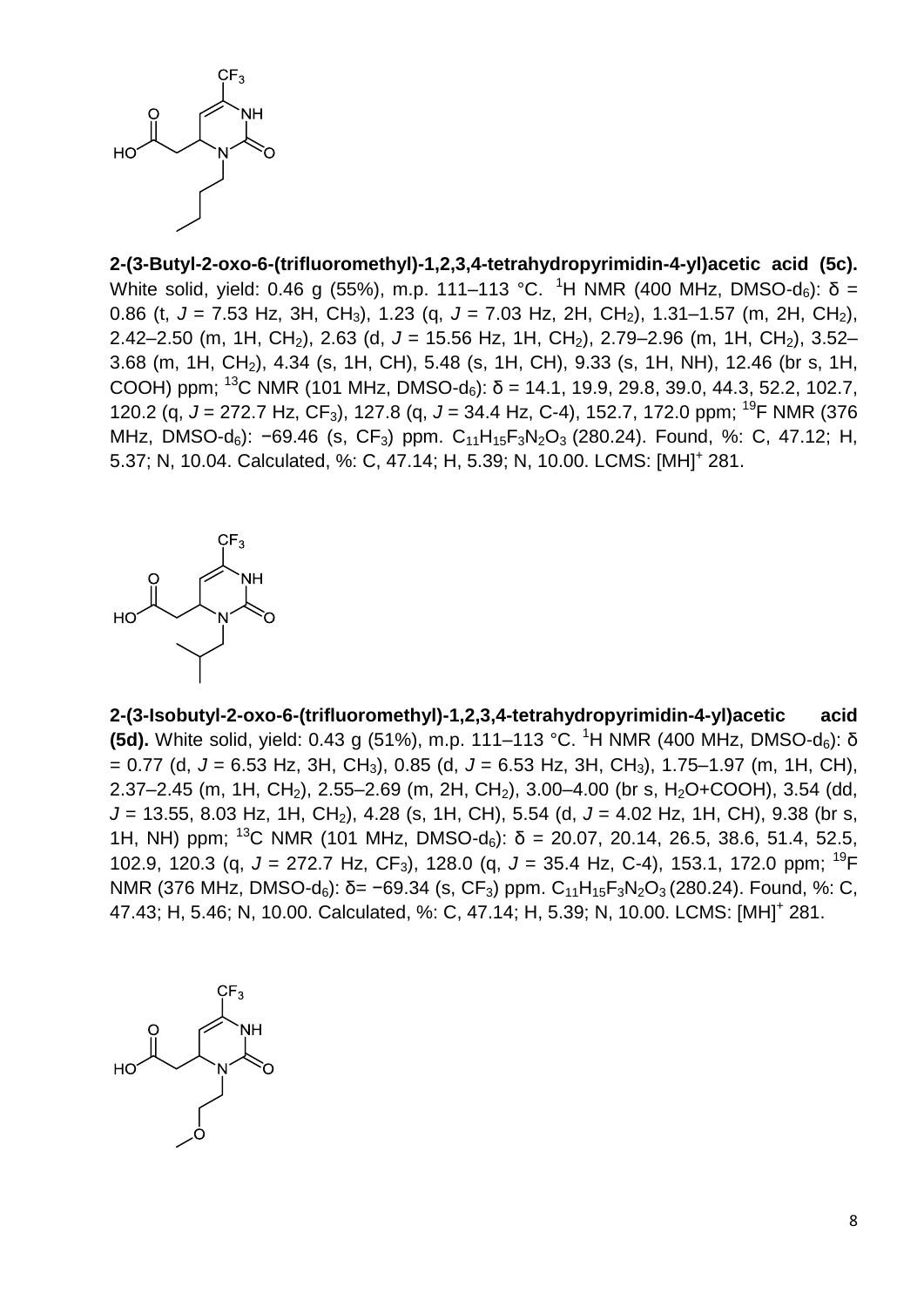**2-(3-Butyl-2-oxo-6-(trifluoromethyl)-1,2,3,4-tetrahydropyrimidin-4-yl)acetic acid (5c).** White solid, yield: 0.46 g (55%), m.p. 111–113 °C. $^1$H NMR (400 MHz, DMSO-$d_6$): δ = 0.86 (t, *J* = 7.53 Hz, 3H, $CH_3$), 1.23 (q, *J* = 7.03 Hz, 2H, $CH_2$), 1.31–1.57 (m, 2H, $CH_2$), 2.42–2.50 (m, 1H, $CH_2$), 2.63 (d, *J* = 15.56 Hz, 1H, $CH_2$), 2.79–2.96 (m, 1H, $CH_2$), 3.52–3.68 (m, 1H, $CH_2$), 4.34 (s, 1H, CH), 5.48 (s, 1H, CH), 9.33 (s, 1H, NH), 12.46 (br s, 1H, COOH) ppm; $^{13}$C NMR (101 MHz, DMSO-$d_6$): δ = 14.1, 19.9, 29.8, 39.0, 44.3, 52.2, 102.7, 120.2 (q, *J* = 272.7 Hz, $CF_3$), 127.8 (q, *J* = 34.4 Hz, C-4), 152.7, 172.0 ppm; $^{19}$F NMR (376 MHz, DMSO-$d_6$): −69.46 (s, $CF_3$) ppm. $C_{11}H_{15}F_3N_2O_3$ (280.24). Found, %: C, 47.12; H, 5.37; N, 10.04. Calculated, %: C, 47.14; H, 5.39; N, 10.00. LCMS: $[MH]^+$ 281.

**2-(3-Isobutyl-2-oxo-6-(trifluoromethyl)-1,2,3,4-tetrahydropyrimidin-4-yl)acetic acid (5d).** White solid, yield: 0.43 g (51%), m.p. 111–113 °C. $^1$H NMR (400 MHz, DMSO-$d_6$): δ = 0.77 (d, *J* = 6.53 Hz, 3H, $CH_3$), 0.85 (d, *J* = 6.53 Hz, 3H, $CH_3$), 1.75–1.97 (m, 1H, CH), 2.37–2.45 (m, 1H, $CH_2$), 2.55–2.69 (m, 2H, $CH_2$), 3.00–4.00 (br s, $H_2O$+COOH), 3.54 (dd, *J* = 13.55, 8.03 Hz, 1H, $CH_2$), 4.28 (s, 1H, CH), 5.54 (d, *J* = 4.02 Hz, 1H, CH), 9.38 (br s, 1H, NH) ppm; $^{13}$C NMR (101 MHz, DMSO-$d_6$): δ = 20.07, 20.14, 26.5, 38.6, 51.4, 52.5, 102.9, 120.3 (q, *J* = 272.7 Hz, $CF_3$), 128.0 (q, *J* = 35.4 Hz, C-4), 153.1, 172.0 ppm; $^{19}$F NMR (376 MHz, DMSO-$d_6$): δ= −69.34 (s, $CF_3$) ppm. $C_{11}H_{15}F_3N_2O_3$ (280.24). Found, %: C, 47.43; H, 5.46; N, 10.00. Calculated, %: C, 47.14; H, 5.39; N, 10.00. LCMS: $[MH]^+$ 281.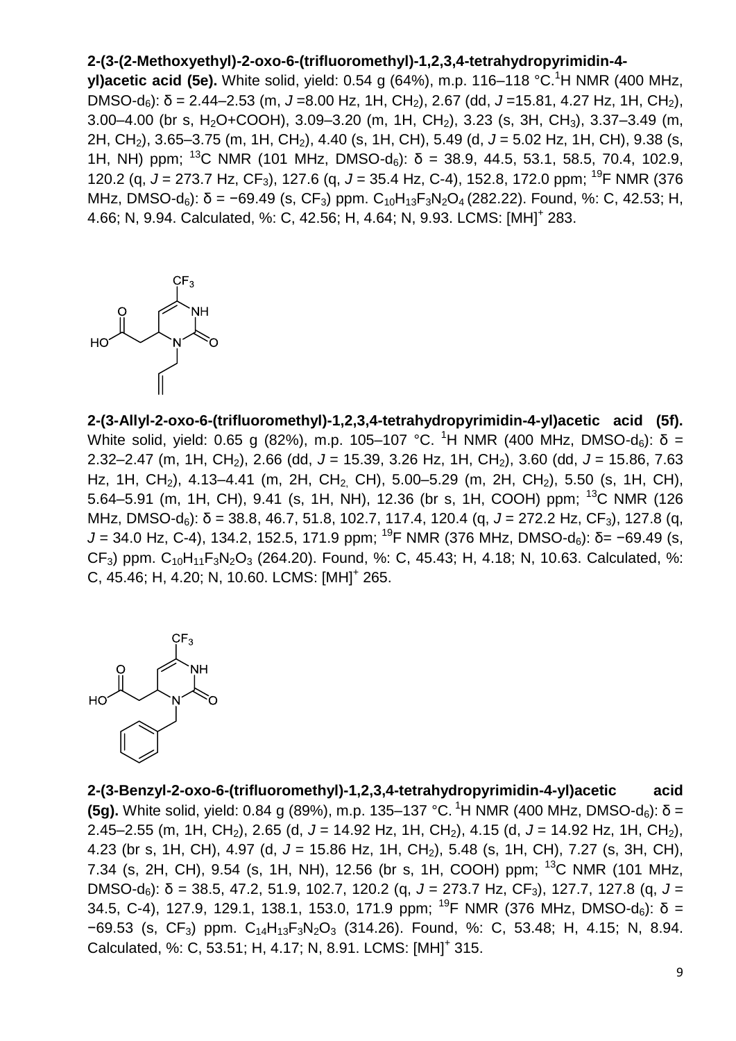**2-(3-(2-Methoxyethyl)-2-oxo-6-(trifluoromethyl)-1,2,3,4-tetrahydropyrimidin-4-yl)acetic acid (5e).** White solid, yield: 0.54 g (64%), m.p. 116–118 °C. $^1$H NMR (400 MHz, DMSO-d$_6$): δ = 2.44–2.53 (m, *J* =8.00 Hz, 1H, CH$_2$), 2.67 (dd, *J* =15.81, 4.27 Hz, 1H, CH$_2$), 3.00–4.00 (br s, H$_2$O+COOH), 3.09–3.20 (m, 1H, CH$_2$), 3.23 (s, 3H, CH$_3$), 3.37–3.49 (m, 2H, CH$_2$), 3.65–3.75 (m, 1H, CH$_2$), 4.40 (s, 1H, CH), 5.49 (d, *J* = 5.02 Hz, 1H, CH), 9.38 (s, 1H, NH) ppm; $^{13}$C NMR (101 MHz, DMSO-d$_6$): δ = 38.9, 44.5, 53.1, 58.5, 70.4, 102.9, 120.2 (q, *J* = 273.7 Hz, CF$_3$), 127.6 (q, *J* = 35.4 Hz, C-4), 152.8, 172.0 ppm; $^{19}$F NMR (376 MHz, DMSO-d$_6$): δ = −69.49 (s, CF$_3$) ppm. $C_{10}H_{13}F_3N_2O_4$ (282.22). Found, %: C, 42.53; H, 4.66; N, 9.94. Calculated, %: C, 42.56; H, 4.64; N, 9.93. LCMS: [MH]$^+$ 283.

**2-(3-Allyl-2-oxo-6-(trifluoromethyl)-1,2,3,4-tetrahydropyrimidin-4-yl)acetic acid (5f).** White solid, yield: 0.65 g (82%), m.p. 105–107 °C. $^1$H NMR (400 MHz, DMSO-d$_6$): δ = 2.32–2.47 (m, 1H, CH$_2$), 2.66 (dd, *J* = 15.39, 3.26 Hz, 1H, CH$_2$), 3.60 (dd, *J* = 15.86, 7.63 Hz, 1H, CH$_2$), 4.13–4.41 (m, 2H, CH$_2$, CH), 5.00–5.29 (m, 2H, CH$_2$), 5.50 (s, 1H, CH), 5.64–5.91 (m, 1H, CH), 9.41 (s, 1H, NH), 12.36 (br s, 1H, COOH) ppm; $^{13}$C NMR (126 MHz, DMSO-d$_6$): δ = 38.8, 46.7, 51.8, 102.7, 117.4, 120.4 (q, *J* = 272.2 Hz, CF$_3$), 127.8 (q, *J* = 34.0 Hz, C-4), 134.2, 152.5, 171.9 ppm; $^{19}$F NMR (376 MHz, DMSO-d$_6$): δ= −69.49 (s, CF$_3$) ppm. $C_{10}H_{11}F_3N_2O_3$ (264.20). Found, %: C, 45.43; H, 4.18; N, 10.63. Calculated, %: C, 45.46; H, 4.20; N, 10.60. LCMS: [MH]$^+$ 265.

**2-(3-Benzyl-2-oxo-6-(trifluoromethyl)-1,2,3,4-tetrahydropyrimidin-4-yl)acetic acid (5g).** White solid, yield: 0.84 g (89%), m.p. 135–137 °C. $^1$H NMR (400 MHz, DMSO-d$_6$): δ = 2.45–2.55 (m, 1H, CH$_2$), 2.65 (d, *J* = 14.92 Hz, 1H, CH$_2$), 4.15 (d, *J* = 14.92 Hz, 1H, CH$_2$), 4.23 (br s, 1H, CH), 4.97 (d, *J* = 15.86 Hz, 1H, CH$_2$), 5.48 (s, 1H, CH), 7.27 (s, 3H, CH), 7.34 (s, 2H, CH), 9.54 (s, 1H, NH), 12.56 (br s, 1H, COOH) ppm; $^{13}$C NMR (101 MHz, DMSO-d$_6$): δ = 38.5, 47.2, 51.9, 102.7, 120.2 (q, *J* = 273.7 Hz, CF$_3$), 127.7, 127.8 (q, *J* = 34.5, C-4), 127.9, 129.1, 138.1, 153.0, 171.9 ppm; $^{19}$F NMR (376 MHz, DMSO-d$_6$): δ = −69.53 (s, CF$_3$) ppm. $C_{14}H_{13}F_3N_2O_3$ (314.26). Found, %: C, 53.48; H, 4.15; N, 8.94. Calculated, %: C, 53.51; H, 4.17; N, 8.91. LCMS: [MH]$^+$ 315.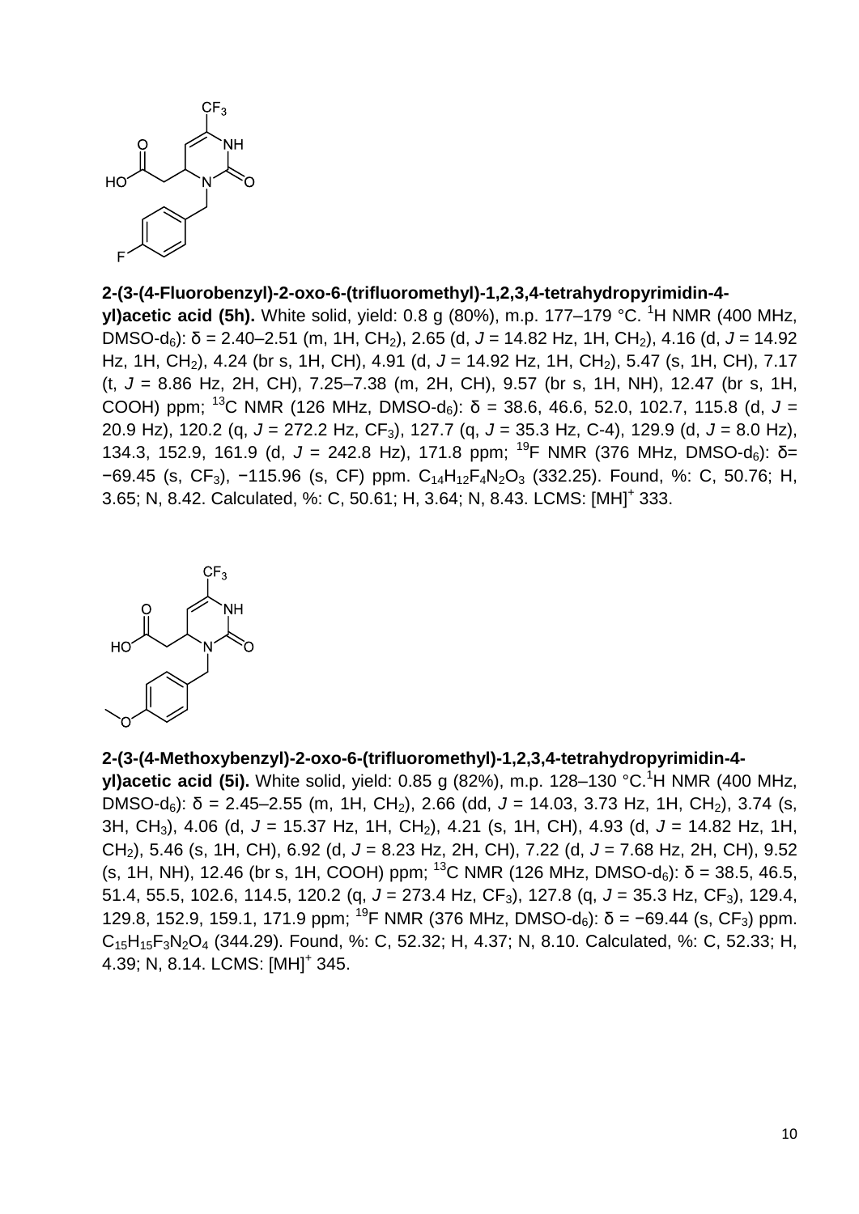**2-(3-(4-Fluorobenzyl)-2-oxo-6-(trifluoromethyl)-1,2,3,4-tetrahydropyrimidin-4-yl)acetic acid (5h).** White solid, yield: 0.8 g (80%), m.p. 177–179 °C. $^{1}H$ NMR (400 MHz, DMSO-$d_6$): δ = 2.40–2.51 (m, 1H, $CH_2$), 2.65 (d, *J* = 14.82 Hz, 1H, $CH_2$), 4.16 (d, *J* = 14.92 Hz, 1H, $CH_2$), 4.24 (br s, 1H, CH), 4.91 (d, *J* = 14.92 Hz, 1H, $CH_2$), 5.47 (s, 1H, CH), 7.17 (t, *J* = 8.86 Hz, 2H, CH), 7.25–7.38 (m, 2H, CH), 9.57 (br s, 1H, NH), 12.47 (br s, 1H, COOH) ppm; $^{13}C$ NMR (126 MHz, DMSO-$d_6$): δ = 38.6, 46.6, 52.0, 102.7, 115.8 (d, *J* = 20.9 Hz), 120.2 (q, *J* = 272.2 Hz, $CF_3$), 127.7 (q, *J* = 35.3 Hz, C-4), 129.9 (d, *J* = 8.0 Hz), 134.3, 152.9, 161.9 (d, *J* = 242.8 Hz), 171.8 ppm; $^{19}F$ NMR (376 MHz, DMSO-$d_6$): δ= −69.45 (s, $CF_3$), −115.96 (s, CF) ppm. $C_{14}H_{12}F_4N_2O_3$ (332.25). Found, %: C, 50.76; H, 3.65; N, 8.42. Calculated, %: C, 50.61; H, 3.64; N, 8.43. LCMS: $[MH]^+$ 333.

**2-(3-(4-Methoxybenzyl)-2-oxo-6-(trifluoromethyl)-1,2,3,4-tetrahydropyrimidin-4-yl)acetic acid (5i).** White solid, yield: 0.85 g (82%), m.p. 128–130 °C. $^{1}H$ NMR (400 MHz, DMSO-$d_6$): δ = 2.45–2.55 (m, 1H, $CH_2$), 2.66 (dd, *J* = 14.03, 3.73 Hz, 1H, $CH_2$), 3.74 (s, 3H, $CH_3$), 4.06 (d, *J* = 15.37 Hz, 1H, $CH_2$), 4.21 (s, 1H, CH), 4.93 (d, *J* = 14.82 Hz, 1H, $CH_2$), 5.46 (s, 1H, CH), 6.92 (d, *J* = 8.23 Hz, 2H, CH), 7.22 (d, *J* = 7.68 Hz, 2H, CH), 9.52 (s, 1H, NH), 12.46 (br s, 1H, COOH) ppm; $^{13}C$ NMR (126 MHz, DMSO-$d_6$): δ = 38.5, 46.5, 51.4, 55.5, 102.6, 114.5, 120.2 (q, *J* = 273.4 Hz, $CF_3$), 127.8 (q, *J* = 35.3 Hz, $CF_3$), 129.4, 129.8, 152.9, 159.1, 171.9 ppm; $^{19}F$ NMR (376 MHz, DMSO-$d_6$): δ = −69.44 (s, $CF_3$) ppm. $C_{15}H_{15}F_3N_2O_4$ (344.29). Found, %: C, 52.32; H, 4.37; N, 8.10. Calculated, %: C, 52.33; H, 4.39; N, 8.14. LCMS: $[MH]^+$ 345.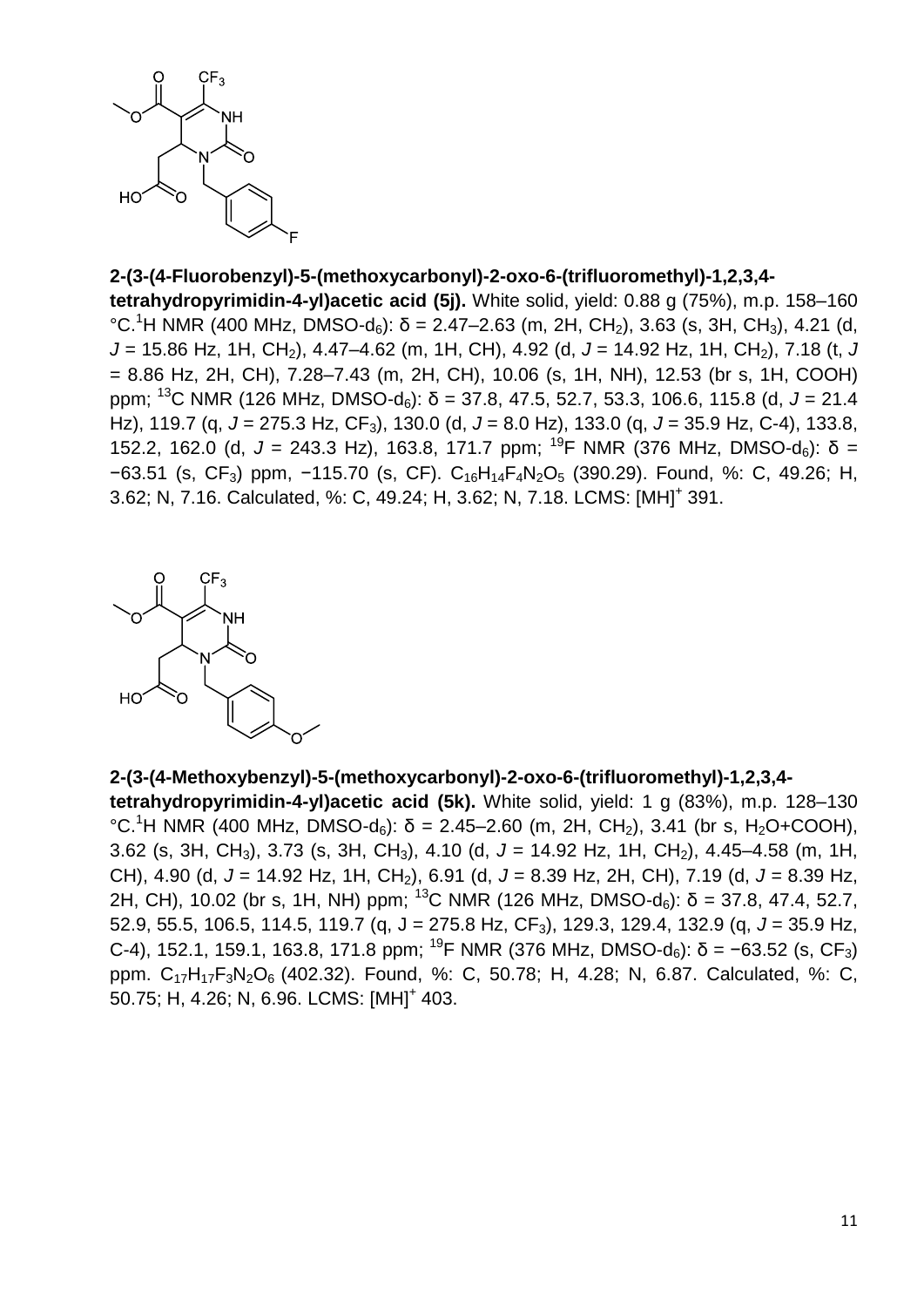**2-(3-(4-Fluorobenzyl)-5-(methoxycarbonyl)-2-oxo-6-(trifluoromethyl)-1,2,3,4-tetrahydropyrimidin-4-yl)acetic acid (5j).** White solid, yield: 0.88 g (75%), m.p. 158–160 °C. $^1$H NMR (400 MHz, DMSO-$d_6$): δ = 2.47–2.63 (m, 2H, $CH_2$), 3.63 (s, 3H, $CH_3$), 4.21 (d, *J* = 15.86 Hz, 1H, $CH_2$), 4.47–4.62 (m, 1H, CH), 4.92 (d, *J* = 14.92 Hz, 1H, $CH_2$), 7.18 (t, *J* = 8.86 Hz, 2H, CH), 7.28–7.43 (m, 2H, CH), 10.06 (s, 1H, NH), 12.53 (br s, 1H, COOH) ppm; $^{13}$C NMR (126 MHz, DMSO-$d_6$): δ = 37.8, 47.5, 52.7, 53.3, 106.6, 115.8 (d, *J* = 21.4 Hz), 119.7 (q, *J* = 275.3 Hz, $CF_3$), 130.0 (d, *J* = 8.0 Hz), 133.0 (q, *J* = 35.9 Hz, C-4), 133.8, 152.2, 162.0 (d, *J* = 243.3 Hz), 163.8, 171.7 ppm; $^{19}$F NMR (376 MHz, DMSO-$d_6$): δ = −63.51 (s, $CF_3$) ppm, −115.70 (s, CF). $C_{16}H_{14}F_4N_2O_5$ (390.29). Found, %: C, 49.26; H, 3.62; N, 7.16. Calculated, %: C, 49.24; H, 3.62; N, 7.18. LCMS: $[MH]^+$ 391.

**2-(3-(4-Methoxybenzyl)-5-(methoxycarbonyl)-2-oxo-6-(trifluoromethyl)-1,2,3,4-tetrahydropyrimidin-4-yl)acetic acid (5k).** White solid, yield: 1 g (83%), m.p. 128–130 °C. $^1$H NMR (400 MHz, DMSO-$d_6$): δ = 2.45–2.60 (m, 2H, $CH_2$), 3.41 (br s, $H_2O$+COOH), 3.62 (s, 3H, $CH_3$), 3.73 (s, 3H, $CH_3$), 4.10 (d, *J* = 14.92 Hz, 1H, $CH_2$), 4.45–4.58 (m, 1H, CH), 4.90 (d, *J* = 14.92 Hz, 1H, $CH_2$), 6.91 (d, *J* = 8.39 Hz, 2H, CH), 7.19 (d, *J* = 8.39 Hz, 2H, CH), 10.02 (br s, 1H, NH) ppm; $^{13}$C NMR (126 MHz, DMSO-$d_6$): δ = 37.8, 47.4, 52.7, 52.9, 55.5, 106.5, 114.5, 119.7 (q, J = 275.8 Hz, $CF_3$), 129.3, 129.4, 132.9 (q, *J* = 35.9 Hz, C-4), 152.1, 159.1, 163.8, 171.8 ppm; $^{19}$F NMR (376 MHz, DMSO-$d_6$): δ = −63.52 (s, $CF_3$) ppm. $C_{17}H_{17}F_3N_2O_6$ (402.32). Found, %: C, 50.78; H, 4.28; N, 6.87. Calculated, %: C, 50.75; H, 4.26; N, 6.96. LCMS: $[MH]^+$ 403.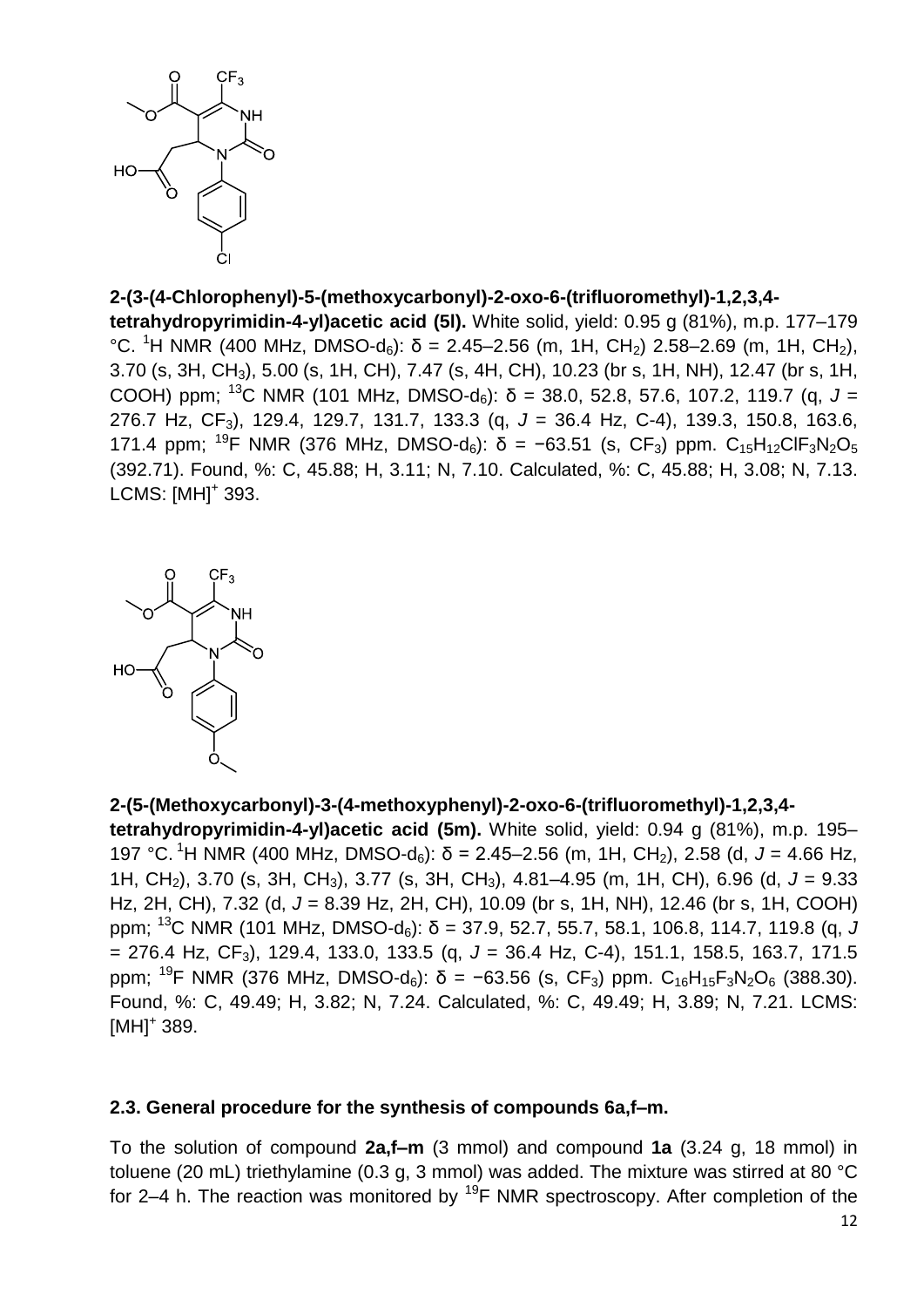**2-(3-(4-Chlorophenyl)-5-(methoxycarbonyl)-2-oxo-6-(trifluoromethyl)-1,2,3,4-tetrahydropyrimidin-4-yl)acetic acid (5l).** White solid, yield: 0.95 g (81%), m.p. 177–179 °C. $^{1}$H NMR (400 MHz, DMSO-d$_6$): δ = 2.45–2.56 (m, 1H, CH$_2$) 2.58–2.69 (m, 1H, CH$_2$), 3.70 (s, 3H, CH$_3$), 5.00 (s, 1H, CH), 7.47 (s, 4H, CH), 10.23 (br s, 1H, NH), 12.47 (br s, 1H, COOH) ppm; $^{13}$C NMR (101 MHz, DMSO-d$_6$): δ = 38.0, 52.8, 57.6, 107.2, 119.7 (q, *J* = 276.7 Hz, CF$_3$), 129.4, 129.7, 131.7, 133.3 (q, *J* = 36.4 Hz, C-4), 139.3, 150.8, 163.6, 171.4 ppm; $^{19}$F NMR (376 MHz, DMSO-d$_6$): δ = −63.51 (s, CF$_3$) ppm. $C_{15}H_{12}ClF_3N_2O_5$ (392.71). Found, %: C, 45.88; H, 3.11; N, 7.10. Calculated, %: C, 45.88; H, 3.08; N, 7.13. LCMS: [MH]$^+$ 393.

**2-(5-(Methoxycarbonyl)-3-(4-methoxyphenyl)-2-oxo-6-(trifluoromethyl)-1,2,3,4-tetrahydropyrimidin-4-yl)acetic acid (5m).** White solid, yield: 0.94 g (81%), m.p. 195–197 °C. $^{1}$H NMR (400 MHz, DMSO-d$_6$): δ = 2.45–2.56 (m, 1H, CH$_2$), 2.58 (d, *J* = 4.66 Hz, 1H, CH$_2$), 3.70 (s, 3H, CH$_3$), 3.77 (s, 3H, CH$_3$), 4.81–4.95 (m, 1H, CH), 6.96 (d, *J* = 9.33 Hz, 2H, CH), 7.32 (d, *J* = 8.39 Hz, 2H, CH), 10.09 (br s, 1H, NH), 12.46 (br s, 1H, COOH) ppm; $^{13}$C NMR (101 MHz, DMSO-d$_6$): δ = 37.9, 52.7, 55.7, 58.1, 106.8, 114.7, 119.8 (q, *J* = 276.4 Hz, CF$_3$), 129.4, 133.0, 133.5 (q, *J* = 36.4 Hz, C-4), 151.1, 158.5, 163.7, 171.5 ppm; $^{19}$F NMR (376 MHz, DMSO-d$_6$): δ = −63.56 (s, CF$_3$) ppm. $C_{16}H_{15}F_3N_2O_6$ (388.30). Found, %: C, 49.49; H, 3.82; N, 7.24. Calculated, %: C, 49.49; H, 3.89; N, 7.21. LCMS: [MH]$^+$ 389.

### 2.3. General procedure for the synthesis of compounds 6a,f–m.

To the solution of compound **2a,f–m** (3 mmol) and compound **1a** (3.24 g, 18 mmol) in toluene (20 mL) triethylamine (0.3 g, 3 mmol) was added. The mixture was stirred at 80 °C for 2–4 h. The reaction was monitored by $^{19}$F NMR spectroscopy. After completion of the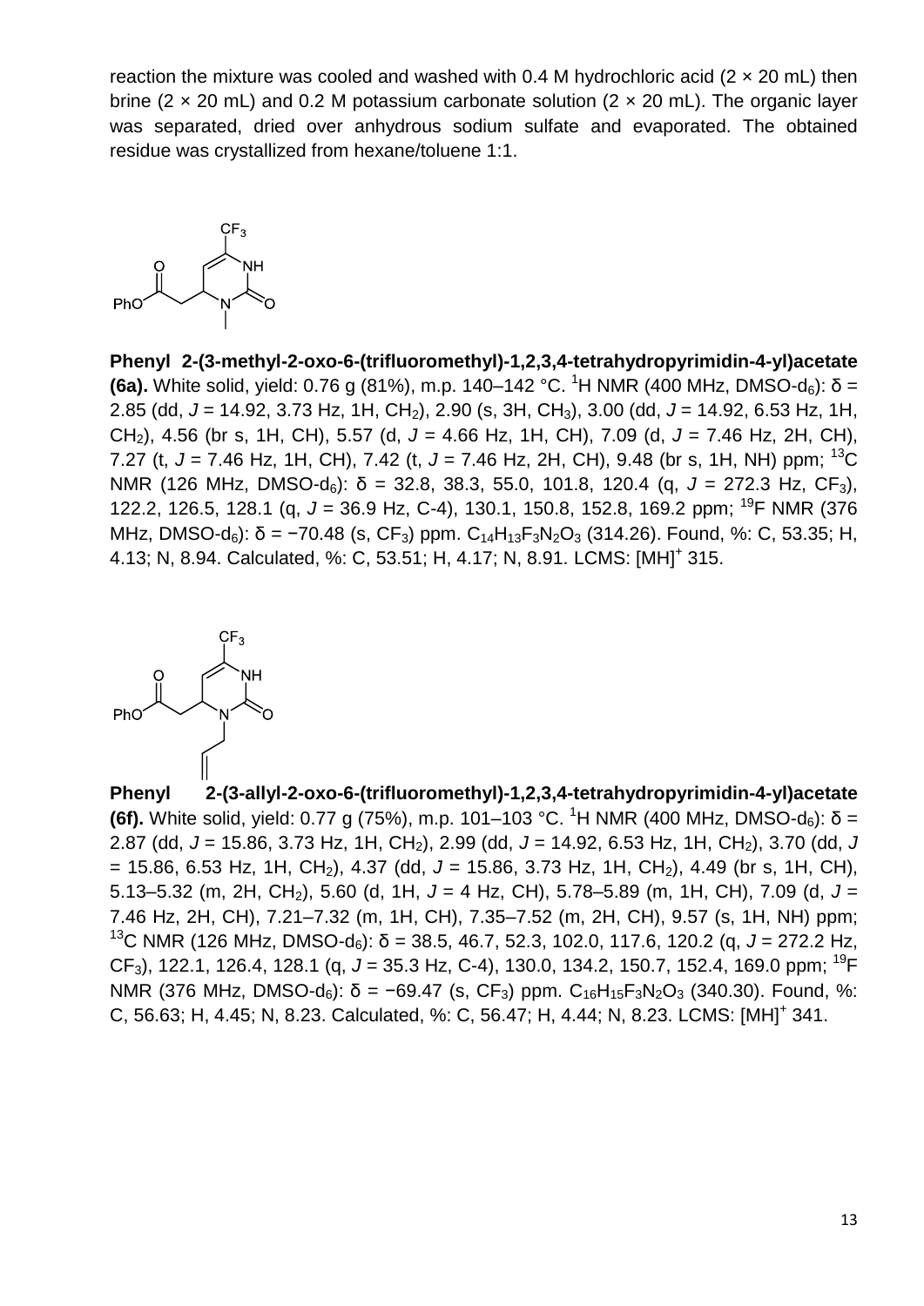reaction the mixture was cooled and washed with 0.4 M hydrochloric acid (2 × 20 mL) then brine (2 × 20 mL) and 0.2 M potassium carbonate solution (2 × 20 mL). The organic layer was separated, dried over anhydrous sodium sulfate and evaporated. The obtained residue was crystallized from hexane/toluene 1:1.

**Phenyl 2-(3-methyl-2-oxo-6-(trifluoromethyl)-1,2,3,4-tetrahydropyrimidin-4-yl)acetate (6a).** White solid, yield: 0.76 g (81%), m.p. 140–142 °C. $^{1}$H NMR (400 MHz, DMSO-d$_6$): δ = 2.85 (dd, *J* = 14.92, 3.73 Hz, 1H, $CH_2$), 2.90 (s, 3H, $CH_3$), 3.00 (dd, *J* = 14.92, 6.53 Hz, 1H, $CH_2$), 4.56 (br s, 1H, CH), 5.57 (d, *J* = 4.66 Hz, 1H, CH), 7.09 (d, *J* = 7.46 Hz, 2H, CH), 7.27 (t, *J* = 7.46 Hz, 1H, CH), 7.42 (t, *J* = 7.46 Hz, 2H, CH), 9.48 (br s, 1H, NH) ppm; $^{13}$C NMR (126 MHz, DMSO-d$_6$): δ = 32.8, 38.3, 55.0, 101.8, 120.4 (q, *J* = 272.3 Hz, $CF_3$), 122.2, 126.5, 128.1 (q, *J* = 36.9 Hz, C-4), 130.1, 150.8, 152.8, 169.2 ppm; $^{19}$F NMR (376 MHz, DMSO-d$_6$): δ = −70.48 (s, $CF_3$) ppm. $C_{14}H_{13}F_3N_2O_3$ (314.26). Found, %: C, 53.35; H, 4.13; N, 8.94. Calculated, %: C, 53.51; H, 4.17; N, 8.91. LCMS: $[MH]^+$ 315.

**Phenyl 2-(3-allyl-2-oxo-6-(trifluoromethyl)-1,2,3,4-tetrahydropyrimidin-4-yl)acetate (6f).** White solid, yield: 0.77 g (75%), m.p. 101–103 °C. $^{1}$H NMR (400 MHz, DMSO-d$_6$): δ = 2.87 (dd, *J* = 15.86, 3.73 Hz, 1H, $CH_2$), 2.99 (dd, *J* = 14.92, 6.53 Hz, 1H, $CH_2$), 3.70 (dd, *J* = 15.86, 6.53 Hz, 1H, $CH_2$), 4.37 (dd, *J* = 15.86, 3.73 Hz, 1H, $CH_2$), 4.49 (br s, 1H, CH), 5.13–5.32 (m, 2H, $CH_2$), 5.60 (d, 1H, *J* = 4 Hz, CH), 5.78–5.89 (m, 1H, CH), 7.09 (d, *J* = 7.46 Hz, 2H, CH), 7.21–7.32 (m, 1H, CH), 7.35–7.52 (m, 2H, CH), 9.57 (s, 1H, NH) ppm; $^{13}$C NMR (126 MHz, DMSO-d$_6$): δ = 38.5, 46.7, 52.3, 102.0, 117.6, 120.2 (q, *J* = 272.2 Hz, $CF_3$), 122.1, 126.4, 128.1 (q, *J* = 35.3 Hz, C-4), 130.0, 134.2, 150.7, 152.4, 169.0 ppm; $^{19}$F NMR (376 MHz, DMSO-d$_6$): δ = −69.47 (s, $CF_3$) ppm. $C_{16}H_{15}F_3N_2O_3$ (340.30). Found, %: C, 56.63; H, 4.45; N, 8.23. Calculated, %: C, 56.47; H, 4.44; N, 8.23. LCMS: $[MH]^+$ 341.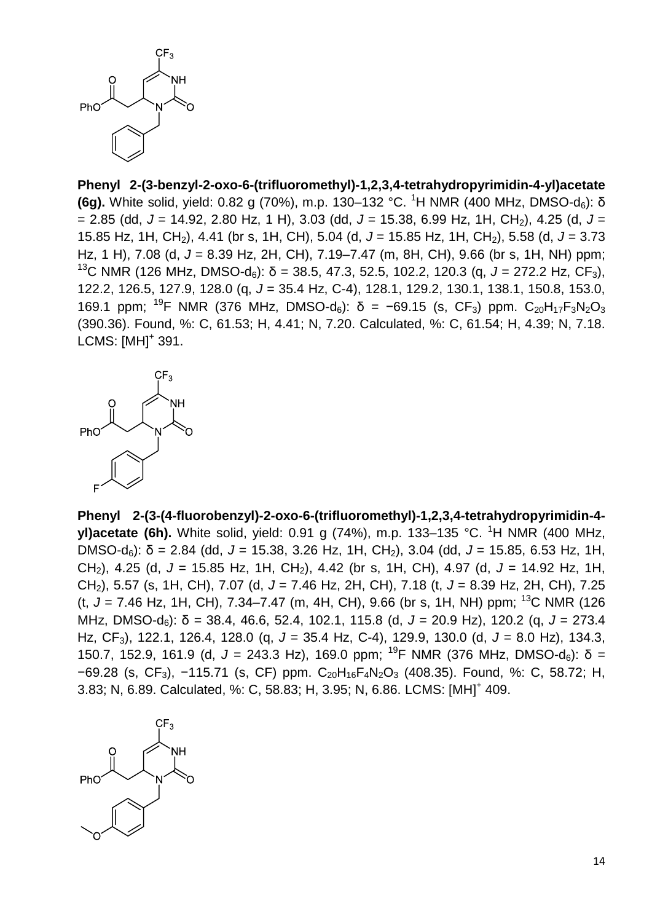**Phenyl 2-(3-benzyl-2-oxo-6-(trifluoromethyl)-1,2,3,4-tetrahydropyrimidin-4-yl)acetate (6g).** White solid, yield: 0.82 g (70%), m.p. 130–132 °C. $^{1}$H NMR (400 MHz, DMSO-d$_6$): δ = 2.85 (dd, *J* = 14.92, 2.80 Hz, 1 H), 3.03 (dd, *J* = 15.38, 6.99 Hz, 1H, CH$_2$), 4.25 (d, *J* = 15.85 Hz, 1H, CH$_2$), 4.41 (br s, 1H, CH), 5.04 (d, *J* = 15.85 Hz, 1H, CH$_2$), 5.58 (d, *J* = 3.73 Hz, 1 H), 7.08 (d, *J* = 8.39 Hz, 2H, CH), 7.19–7.47 (m, 8H, CH), 9.66 (br s, 1H, NH) ppm; $^{13}$C NMR (126 MHz, DMSO-d$_6$): δ = 38.5, 47.3, 52.5, 102.2, 120.3 (q, *J* = 272.2 Hz, CF$_3$), 122.2, 126.5, 127.9, 128.0 (q, *J* = 35.4 Hz, C-4), 128.1, 129.2, 130.1, 138.1, 150.8, 153.0, 169.1 ppm; $^{19}$F NMR (376 MHz, DMSO-d$_6$): δ = −69.15 (s, CF$_3$) ppm. $C_{20}H_{17}F_3N_2O_3$ (390.36). Found, %: C, 61.53; H, 4.41; N, 7.20. Calculated, %: C, 61.54; H, 4.39; N, 7.18. LCMS: [MH]$^+$ 391.

**Phenyl 2-(3-(4-fluorobenzyl)-2-oxo-6-(trifluoromethyl)-1,2,3,4-tetrahydropyrimidin-4-yl)acetate (6h).** White solid, yield: 0.91 g (74%), m.p. 133–135 °C. $^{1}$H NMR (400 MHz, DMSO-d$_6$): δ = 2.84 (dd, *J* = 15.38, 3.26 Hz, 1H, CH$_2$), 3.04 (dd, *J* = 15.85, 6.53 Hz, 1H, CH$_2$), 4.25 (d, *J* = 15.85 Hz, 1H, CH$_2$), 4.42 (br s, 1H, CH), 4.97 (d, *J* = 14.92 Hz, 1H, CH$_2$), 5.57 (s, 1H, CH), 7.07 (d, *J* = 7.46 Hz, 2H, CH), 7.18 (t, *J* = 8.39 Hz, 2H, CH), 7.25 (t, *J* = 7.46 Hz, 1H, CH), 7.34–7.47 (m, 4H, CH), 9.66 (br s, 1H, NH) ppm; $^{13}$C NMR (126 MHz, DMSO-d$_6$): δ = 38.4, 46.6, 52.4, 102.1, 115.8 (d, *J* = 20.9 Hz), 120.2 (q, *J* = 273.4 Hz, CF$_3$), 122.1, 126.4, 128.0 (q, *J* = 35.4 Hz, C-4), 129.9, 130.0 (d, *J* = 8.0 Hz), 134.3, 150.7, 152.9, 161.9 (d, *J* = 243.3 Hz), 169.0 ppm; $^{19}$F NMR (376 MHz, DMSO-d$_6$): δ = −69.28 (s, CF$_3$), −115.71 (s, CF) ppm. $C_{20}H_{16}F_4N_2O_3$ (408.35). Found, %: C, 58.72; H, 3.83; N, 6.89. Calculated, %: C, 58.83; H, 3.95; N, 6.86. LCMS: [MH]$^+$ 409.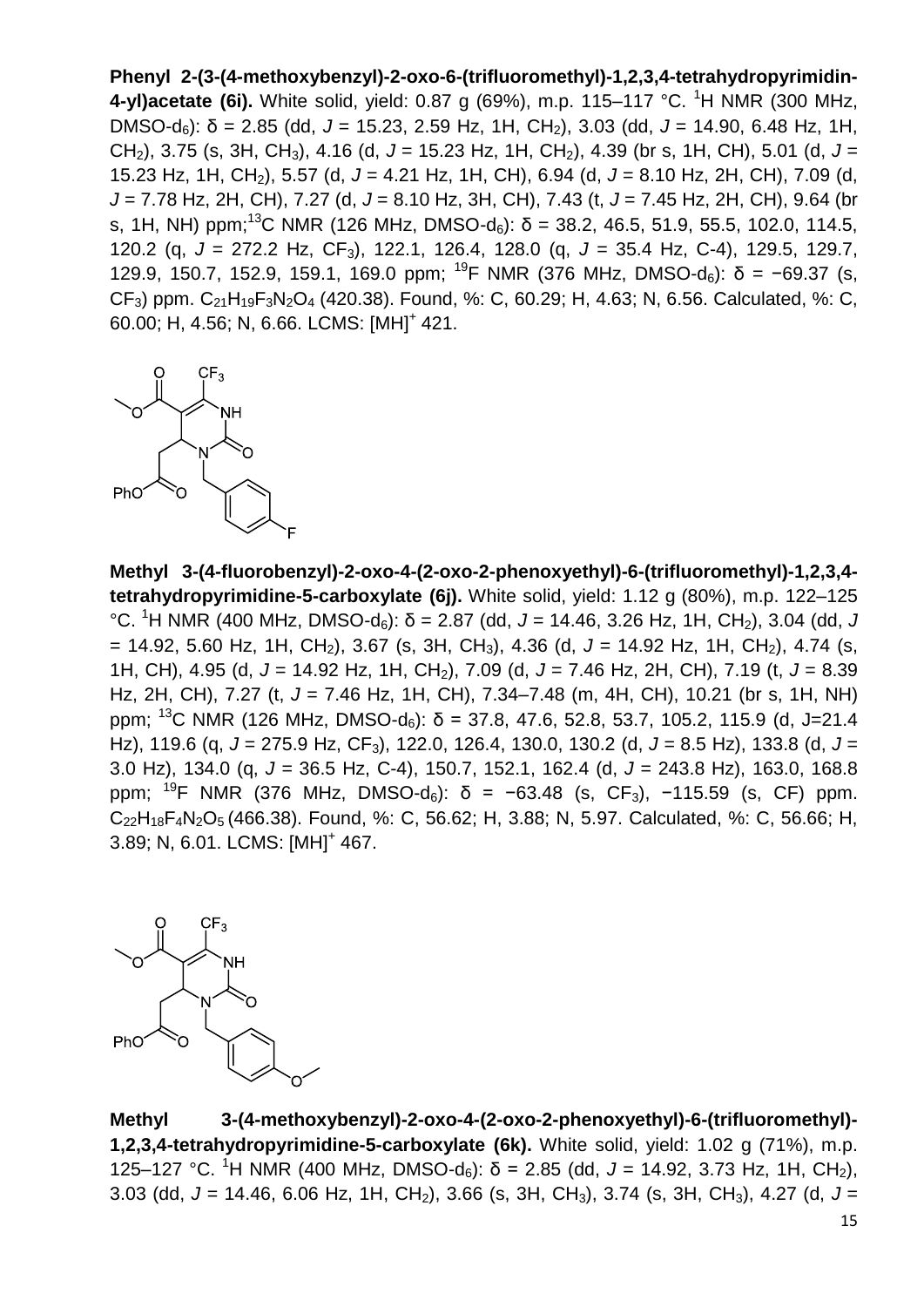**Phenyl 2-(3-(4-methoxybenzyl)-2-oxo-6-(trifluoromethyl)-1,2,3,4-tetrahydropyrimidin-4-yl)acetate (6i).** White solid, yield: 0.87 g (69%), m.p. 115–117 °C. $^1$H NMR (300 MHz, DMSO-d$_6$): δ = 2.85 (dd, *J* = 15.23, 2.59 Hz, 1H, CH$_2$), 3.03 (dd, *J* = 14.90, 6.48 Hz, 1H, CH$_2$), 3.75 (s, 3H, CH$_3$), 4.16 (d, *J* = 15.23 Hz, 1H, CH$_2$), 4.39 (br s, 1H, CH), 5.01 (d, *J* = 15.23 Hz, 1H, CH$_2$), 5.57 (d, *J* = 4.21 Hz, 1H, CH), 6.94 (d, *J* = 8.10 Hz, 2H, CH), 7.09 (d, *J* = 7.78 Hz, 2H, CH), 7.27 (d, *J* = 8.10 Hz, 3H, CH), 7.43 (t, *J* = 7.45 Hz, 2H, CH), 9.64 (br s, 1H, NH) ppm; $^{13}$C NMR (126 MHz, DMSO-d$_6$): δ = 38.2, 46.5, 51.9, 55.5, 102.0, 114.5, 120.2 (q, *J* = 272.2 Hz, CF$_3$), 122.1, 126.4, 128.0 (q, *J* = 35.4 Hz, C-4), 129.5, 129.7, 129.9, 150.7, 152.9, 159.1, 169.0 ppm; $^{19}$F NMR (376 MHz, DMSO-d$_6$): δ = −69.37 (s, CF$_3$) ppm. $C_{21}H_{19}F_3N_2O_4$ (420.38). Found, %: C, 60.29; H, 4.63; N, 6.56. Calculated, %: C, 60.00; H, 4.56; N, 6.66. LCMS: [MH]$^+$ 421.

**Methyl 3-(4-fluorobenzyl)-2-oxo-4-(2-oxo-2-phenoxyethyl)-6-(trifluoromethyl)-1,2,3,4-tetrahydropyrimidine-5-carboxylate (6j).** White solid, yield: 1.12 g (80%), m.p. 122–125 °C. $^1$H NMR (400 MHz, DMSO-d$_6$): δ = 2.87 (dd, *J* = 14.46, 3.26 Hz, 1H, CH$_2$), 3.04 (dd, *J* = 14.92, 5.60 Hz, 1H, CH$_2$), 3.67 (s, 3H, CH$_3$), 4.36 (d, *J* = 14.92 Hz, 1H, CH$_2$), 4.74 (s, 1H, CH), 4.95 (d, *J* = 14.92 Hz, 1H, CH$_2$), 7.09 (d, *J* = 7.46 Hz, 2H, CH), 7.19 (t, *J* = 8.39 Hz, 2H, CH), 7.27 (t, *J* = 7.46 Hz, 1H, CH), 7.34–7.48 (m, 4H, CH), 10.21 (br s, 1H, NH) ppm; $^{13}$C NMR (126 MHz, DMSO-d$_6$): δ = 37.8, 47.6, 52.8, 53.7, 105.2, 115.9 (d, J=21.4 Hz), 119.6 (q, *J* = 275.9 Hz, CF$_3$), 122.0, 126.4, 130.0, 130.2 (d, *J* = 8.5 Hz), 133.8 (d, *J* = 3.0 Hz), 134.0 (q, *J* = 36.5 Hz, C-4), 150.7, 152.1, 162.4 (d, *J* = 243.8 Hz), 163.0, 168.8 ppm; $^{19}$F NMR (376 MHz, DMSO-d$_6$): δ = −63.48 (s, CF$_3$), −115.59 (s, CF) ppm. $C_{22}H_{18}F_4N_2O_5$ (466.38). Found, %: C, 56.62; H, 3.88; N, 5.97. Calculated, %: C, 56.66; H, 3.89; N, 6.01. LCMS: [MH]$^+$ 467.

**Methyl 3-(4-methoxybenzyl)-2-oxo-4-(2-oxo-2-phenoxyethyl)-6-(trifluoromethyl)-1,2,3,4-tetrahydropyrimidine-5-carboxylate (6k).** White solid, yield: 1.02 g (71%), m.p. 125–127 °C. $^1$H NMR (400 MHz, DMSO-d$_6$): δ = 2.85 (dd, *J* = 14.92, 3.73 Hz, 1H, CH$_2$), 3.03 (dd, *J* = 14.46, 6.06 Hz, 1H, CH$_2$), 3.66 (s, 3H, CH$_3$), 3.74 (s, 3H, CH$_3$), 4.27 (d, *J* =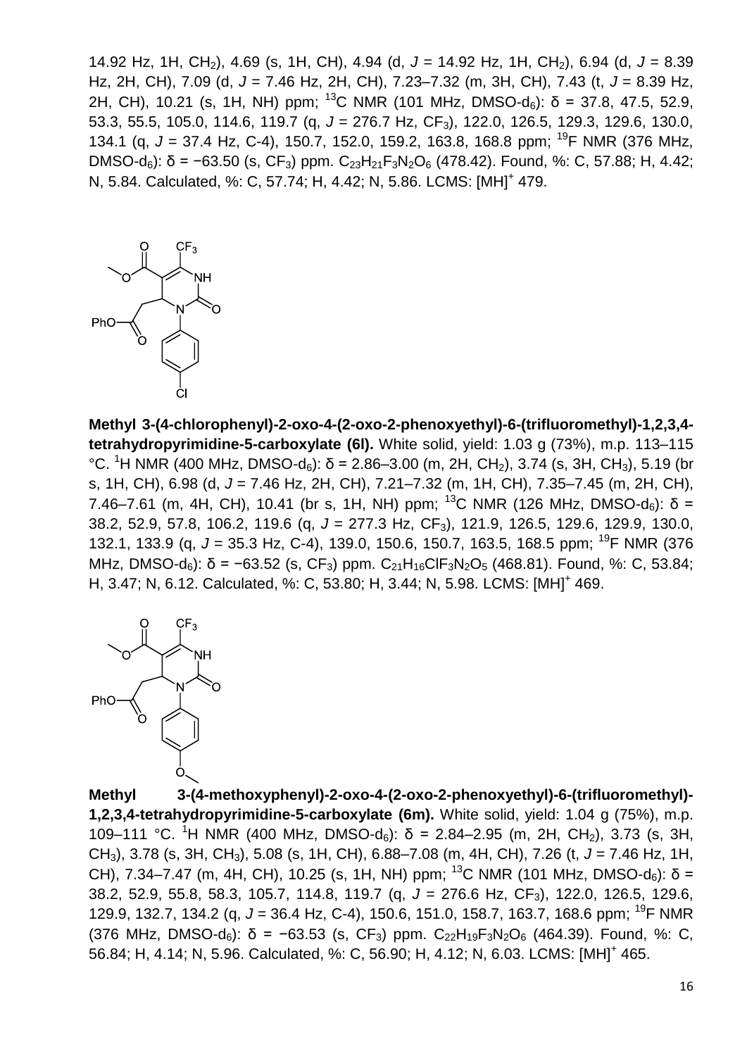14.92 Hz, 1H, $CH_2$), 4.69 (s, 1H, CH), 4.94 (d, *J* = 14.92 Hz, 1H, $CH_2$), 6.94 (d, *J* = 8.39 Hz, 2H, CH), 7.09 (d, *J* = 7.46 Hz, 2H, CH), 7.23–7.32 (m, 3H, CH), 7.43 (t, *J* = 8.39 Hz, 2H, CH), 10.21 (s, 1H, NH) ppm; $^{13}$C NMR (101 MHz, DMSO-$d_6$): δ = 37.8, 47.5, 52.9, 53.3, 55.5, 105.0, 114.6, 119.7 (q, *J* = 276.7 Hz, $CF_3$), 122.0, 126.5, 129.3, 129.6, 130.0, 134.1 (q, *J* = 37.4 Hz, C-4), 150.7, 152.0, 159.2, 163.8, 168.8 ppm; $^{19}$F NMR (376 MHz, DMSO-$d_6$): δ = −63.50 (s, $CF_3$) ppm. $C_{23}H_{21}F_3N_2O_6$ (478.42). Found, %: C, 57.88; H, 4.42; N, 5.84. Calculated, %: C, 57.74; H, 4.42; N, 5.86. LCMS: $[MH]^+$ 479.

**Methyl 3-(4-chlorophenyl)-2-oxo-4-(2-oxo-2-phenoxyethyl)-6-(trifluoromethyl)-1,2,3,4-tetrahydropyrimidine-5-carboxylate (6l).** White solid, yield: 1.03 g (73%), m.p. 113–115 °C. $^1$H NMR (400 MHz, DMSO-$d_6$): δ = 2.86–3.00 (m, 2H, $CH_2$), 3.74 (s, 3H, $CH_3$), 5.19 (br s, 1H, CH), 6.98 (d, *J* = 7.46 Hz, 2H, CH), 7.21–7.32 (m, 1H, CH), 7.35–7.45 (m, 2H, CH), 7.46–7.61 (m, 4H, CH), 10.41 (br s, 1H, NH) ppm; $^{13}$C NMR (126 MHz, DMSO-$d_6$): δ = 38.2, 52.9, 57.8, 106.2, 119.6 (q, *J* = 277.3 Hz, $CF_3$), 121.9, 126.5, 129.6, 129.9, 130.0, 132.1, 133.9 (q, *J* = 35.3 Hz, C-4), 139.0, 150.6, 150.7, 163.5, 168.5 ppm; $^{19}$F NMR (376 MHz, DMSO-$d_6$): δ = −63.52 (s, $CF_3$) ppm. $C_{21}H_{16}ClF_3N_2O_5$ (468.81). Found, %: C, 53.84; H, 3.47; N, 6.12. Calculated, %: C, 53.80; H, 3.44; N, 5.98. LCMS: $[MH]^+$ 469.

**Methyl 3-(4-methoxyphenyl)-2-oxo-4-(2-oxo-2-phenoxyethyl)-6-(trifluoromethyl)-1,2,3,4-tetrahydropyrimidine-5-carboxylate (6m).** White solid, yield: 1.04 g (75%), m.p. 109–111 °C. $^1$H NMR (400 MHz, DMSO-$d_6$): δ = 2.84–2.95 (m, 2H, $CH_2$), 3.73 (s, 3H, $CH_3$), 3.78 (s, 3H, $CH_3$), 5.08 (s, 1H, CH), 6.88–7.08 (m, 4H, CH), 7.26 (t, *J* = 7.46 Hz, 1H, CH), 7.34–7.47 (m, 4H, CH), 10.25 (s, 1H, NH) ppm; $^{13}$C NMR (101 MHz, DMSO-$d_6$): δ = 38.2, 52.9, 55.8, 58.3, 105.7, 114.8, 119.7 (q, *J* = 276.6 Hz, $CF_3$), 122.0, 126.5, 129.6, 129.9, 132.7, 134.2 (q, *J* = 36.4 Hz, C-4), 150.6, 151.0, 158.7, 163.7, 168.6 ppm; $^{19}$F NMR (376 MHz, DMSO-$d_6$): δ = −63.53 (s, $CF_3$) ppm. $C_{22}H_{19}F_3N_2O_6$ (464.39). Found, %: C, 56.84; H, 4.14; N, 5.96. Calculated, %: C, 56.90; H, 4.12; N, 6.03. LCMS: $[MH]^+$ 465.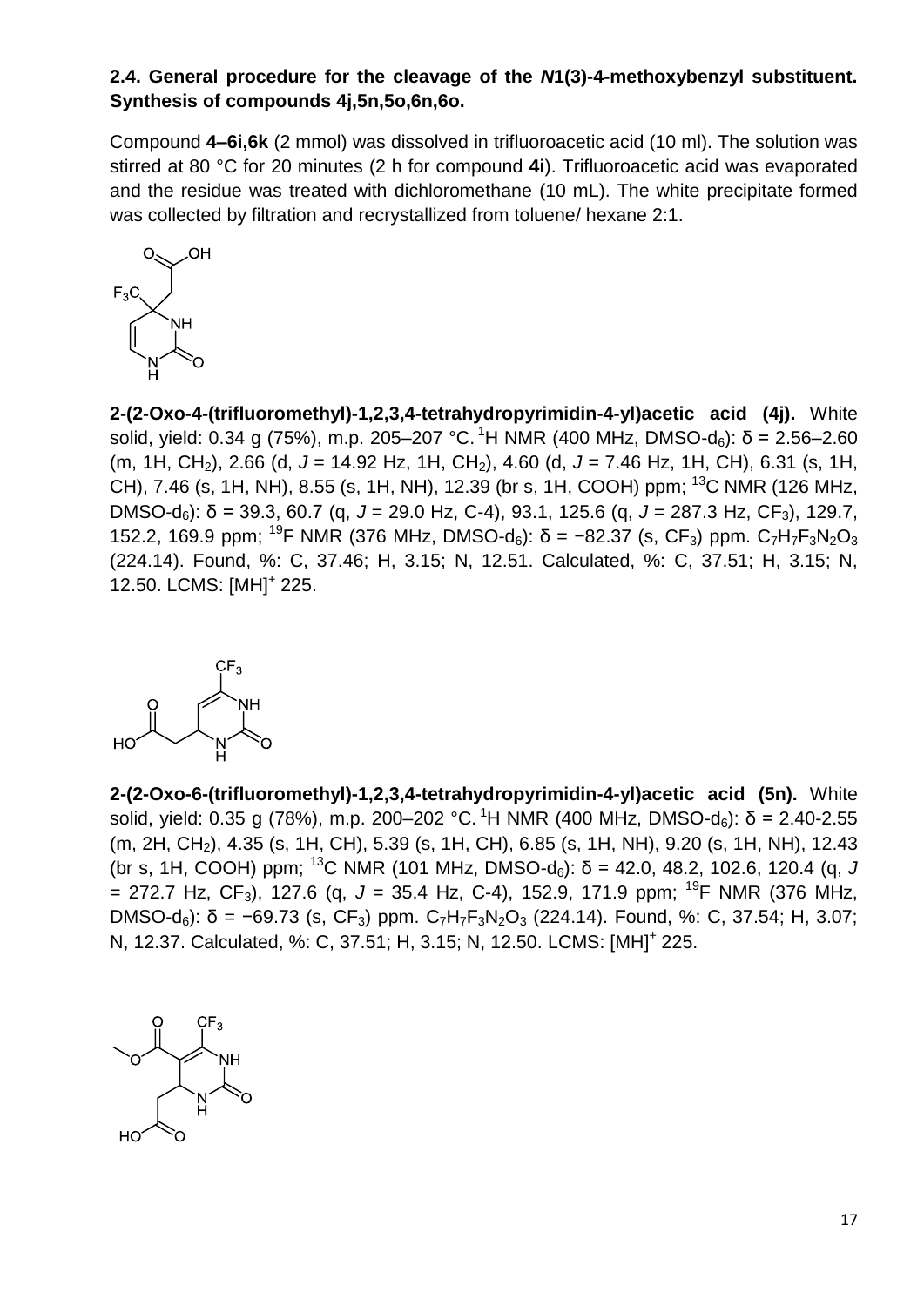**2.4. General procedure for the cleavage of the *N*1(3)-4-methoxybenzyl substituent. Synthesis of compounds 4j,5n,5o,6n,6o.**

Compound **4–6i,6k** (2 mmol) was dissolved in trifluoroacetic acid (10 ml). The solution was stirred at 80 °C for 20 minutes (2 h for compound **4i**). Trifluoroacetic acid was evaporated and the residue was treated with dichloromethane (10 mL). The white precipitate formed was collected by filtration and recrystallized from toluene/ hexane 2:1.

**2-(2-Oxo-4-(trifluoromethyl)-1,2,3,4-tetrahydropyrimidin-4-yl)acetic acid (4j).** White solid, yield: 0.34 g (75%), m.p. 205–207 °C. $^1$H NMR (400 MHz, DMSO-$d_6$): δ = 2.56–2.60 (m, 1H, $CH_2$), 2.66 (d, *J* = 14.92 Hz, 1H, $CH_2$), 4.60 (d, *J* = 7.46 Hz, 1H, CH), 6.31 (s, 1H, CH), 7.46 (s, 1H, NH), 8.55 (s, 1H, NH), 12.39 (br s, 1H, COOH) ppm; $^{13}$C NMR (126 MHz, DMSO-$d_6$): δ = 39.3, 60.7 (q, *J* = 29.0 Hz, C-4), 93.1, 125.6 (q, *J* = 287.3 Hz, $CF_3$), 129.7, 152.2, 169.9 ppm; $^{19}$F NMR (376 MHz, DMSO-$d_6$): δ = −82.37 (s, $CF_3$) ppm. $C_7H_7F_3N_2O_3$ (224.14). Found, %: C, 37.46; H, 3.15; N, 12.51. Calculated, %: C, 37.51; H, 3.15; N, 12.50. LCMS: $[MH]^+$ 225.

**2-(2-Oxo-6-(trifluoromethyl)-1,2,3,4-tetrahydropyrimidin-4-yl)acetic acid (5n).** White solid, yield: 0.35 g (78%), m.p. 200–202 °C. $^1$H NMR (400 MHz, DMSO-$d_6$): δ = 2.40-2.55 (m, 2H, $CH_2$), 4.35 (s, 1H, CH), 5.39 (s, 1H, CH), 6.85 (s, 1H, NH), 9.20 (s, 1H, NH), 12.43 (br s, 1H, COOH) ppm; $^{13}$C NMR (101 MHz, DMSO-$d_6$): δ = 42.0, 48.2, 102.6, 120.4 (q, *J* = 272.7 Hz, $CF_3$), 127.6 (q, *J* = 35.4 Hz, C-4), 152.9, 171.9 ppm; $^{19}$F NMR (376 MHz, DMSO-$d_6$): δ = −69.73 (s, $CF_3$) ppm. $C_7H_7F_3N_2O_3$ (224.14). Found, %: C, 37.54; H, 3.07; N, 12.37. Calculated, %: C, 37.51; H, 3.15; N, 12.50. LCMS: $[MH]^+$ 225.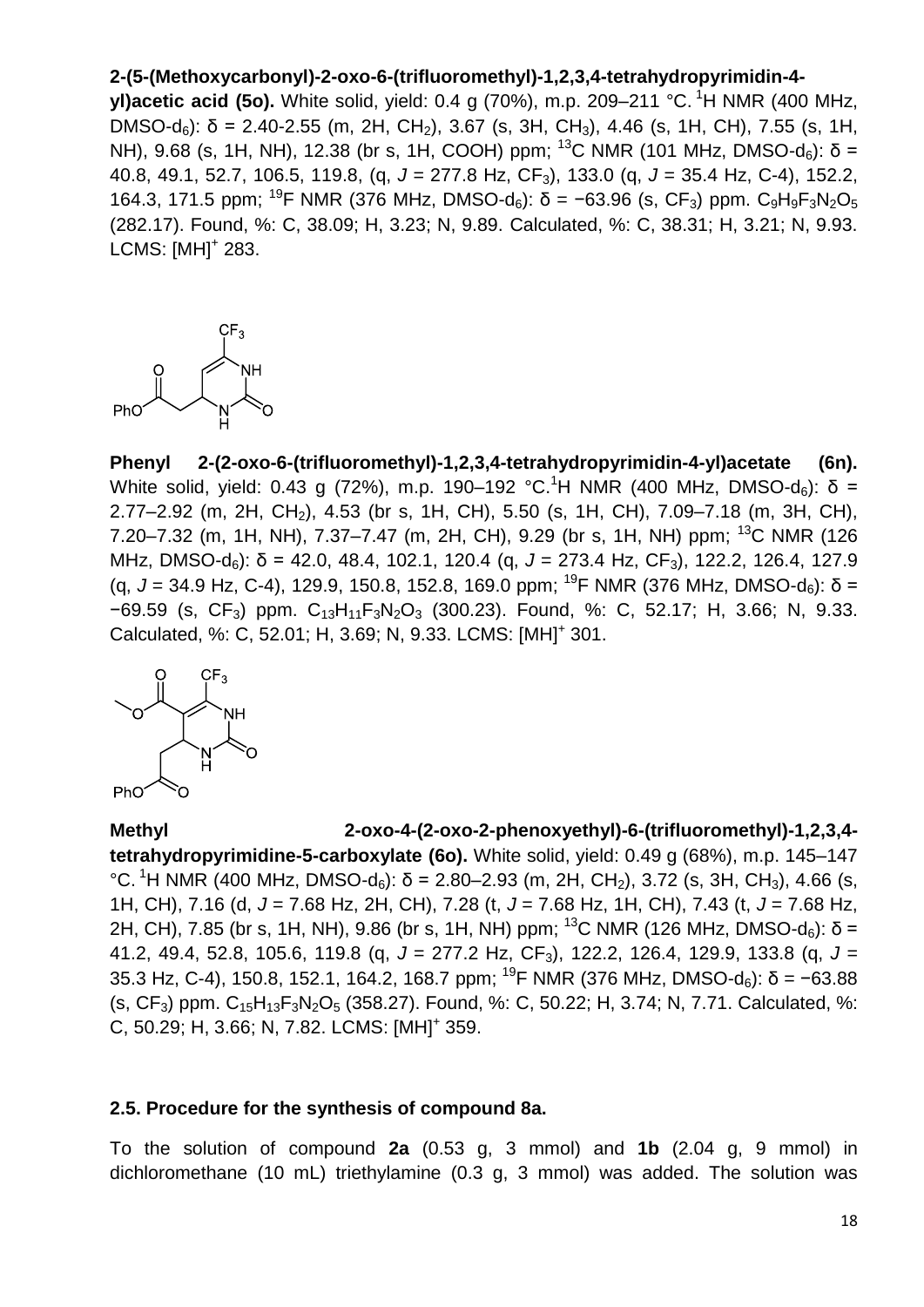**2-(5-(Methoxycarbonyl)-2-oxo-6-(trifluoromethyl)-1,2,3,4-tetrahydropyrimidin-4-yl)acetic acid (5o).** White solid, yield: 0.4 g (70%), m.p. 209–211 °C. $^{1}$H NMR (400 MHz, DMSO-d$_6$): δ = 2.40-2.55 (m, 2H, CH$_2$), 3.67 (s, 3H, CH$_3$), 4.46 (s, 1H, CH), 7.55 (s, 1H, NH), 9.68 (s, 1H, NH), 12.38 (br s, 1H, COOH) ppm; $^{13}$C NMR (101 MHz, DMSO-d$_6$): δ = 40.8, 49.1, 52.7, 106.5, 119.8, (q, *J* = 277.8 Hz, CF$_3$), 133.0 (q, *J* = 35.4 Hz, C-4), 152.2, 164.3, 171.5 ppm; $^{19}$F NMR (376 MHz, DMSO-d$_6$): δ = −63.96 (s, CF$_3$) ppm. $C_9H_9F_3N_2O_5$ (282.17). Found, %: C, 38.09; H, 3.23; N, 9.89. Calculated, %: C, 38.31; H, 3.21; N, 9.93. LCMS: [MH]$^+$ 283.

**Phenyl 2-(2-oxo-6-(trifluoromethyl)-1,2,3,4-tetrahydropyrimidin-4-yl)acetate (6n).** White solid, yield: 0.43 g (72%), m.p. 190–192 °C. $^{1}$H NMR (400 MHz, DMSO-d$_6$): δ = 2.77–2.92 (m, 2H, CH$_2$), 4.53 (br s, 1H, CH), 5.50 (s, 1H, CH), 7.09–7.18 (m, 3H, CH), 7.20–7.32 (m, 1H, NH), 7.37–7.47 (m, 2H, CH), 9.29 (br s, 1H, NH) ppm; $^{13}$C NMR (126 MHz, DMSO-d$_6$): δ = 42.0, 48.4, 102.1, 120.4 (q, *J* = 273.4 Hz, CF$_3$), 122.2, 126.4, 127.9 (q, *J* = 34.9 Hz, C-4), 129.9, 150.8, 152.8, 169.0 ppm; $^{19}$F NMR (376 MHz, DMSO-d$_6$): δ = −69.59 (s, CF$_3$) ppm. $C_{13}H_{11}F_3N_2O_3$ (300.23). Found, %: C, 52.17; H, 3.66; N, 9.33. Calculated, %: C, 52.01; H, 3.69; N, 9.33. LCMS: [MH]$^+$ 301.

**Methyl 2-oxo-4-(2-oxo-2-phenoxyethyl)-6-(trifluoromethyl)-1,2,3,4-tetrahydropyrimidine-5-carboxylate (6o).** White solid, yield: 0.49 g (68%), m.p. 145–147 °C. $^{1}$H NMR (400 MHz, DMSO-d$_6$): δ = 2.80–2.93 (m, 2H, CH$_2$), 3.72 (s, 3H, CH$_3$), 4.66 (s, 1H, CH), 7.16 (d, *J* = 7.68 Hz, 2H, CH), 7.28 (t, *J* = 7.68 Hz, 1H, CH), 7.43 (t, *J* = 7.68 Hz, 2H, CH), 7.85 (br s, 1H, NH), 9.86 (br s, 1H, NH) ppm; $^{13}$C NMR (126 MHz, DMSO-d$_6$): δ = 41.2, 49.4, 52.8, 105.6, 119.8 (q, *J* = 277.2 Hz, CF$_3$), 122.2, 126.4, 129.9, 133.8 (q, *J* = 35.3 Hz, C-4), 150.8, 152.1, 164.2, 168.7 ppm; $^{19}$F NMR (376 MHz, DMSO-d$_6$): δ = −63.88 (s, CF$_3$) ppm. $C_{15}H_{13}F_3N_2O_5$ (358.27). Found, %: C, 50.22; H, 3.74; N, 7.71. Calculated, %: C, 50.29; H, 3.66; N, 7.82. LCMS: [MH]$^+$ 359.

### 2.5. Procedure for the synthesis of compound 8a.

To the solution of compound **2a** (0.53 g, 3 mmol) and **1b** (2.04 g, 9 mmol) in dichloromethane (10 mL) triethylamine (0.3 g, 3 mmol) was added. The solution was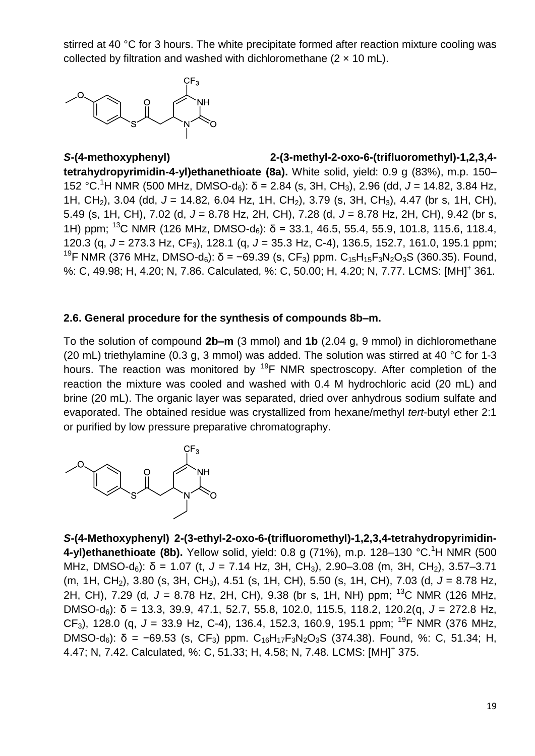stirred at 40 °C for 3 hours. The white precipitate formed after reaction mixture cooling was collected by filtration and washed with dichloromethane (2 × 10 mL).

***S*-(4-methoxyphenyl) 2-(3-methyl-2-oxo-6-(trifluoromethyl)-1,2,3,4-tetrahydropyrimidin-4-yl)ethanethioate (8a).** White solid, yield: 0.9 g (83%), m.p. 150–152 °C. $^1$H NMR (500 MHz, DMSO-d$_6$): δ = 2.84 (s, 3H, CH$_3$), 2.96 (dd, *J* = 14.82, 3.84 Hz, 1H, CH$_2$), 3.04 (dd, *J* = 14.82, 6.04 Hz, 1H, CH$_2$), 3.79 (s, 3H, CH$_3$), 4.47 (br s, 1H, CH), 5.49 (s, 1H, CH), 7.02 (d, *J* = 8.78 Hz, 2H, CH), 7.28 (d, *J* = 8.78 Hz, 2H, CH), 9.42 (br s, 1H) ppm; $^{13}$C NMR (126 MHz, DMSO-d$_6$): δ = 33.1, 46.5, 55.4, 55.9, 101.8, 115.6, 118.4, 120.3 (q, *J* = 273.3 Hz, CF$_3$), 128.1 (q, *J* = 35.3 Hz, C-4), 136.5, 152.7, 161.0, 195.1 ppm; $^{19}$F NMR (376 MHz, DMSO-d$_6$): δ = −69.39 (s, CF$_3$) ppm. $C_{15}H_{15}F_3N_2O_3S$ (360.35). Found, %: C, 49.98; H, 4.20; N, 7.86. Calculated, %: C, 50.00; H, 4.20; N, 7.77. LCMS: $[MH]^+$ 361.

## 2.6. General procedure for the synthesis of compounds 8b–m.

To the solution of compound **2b–m** (3 mmol) and **1b** (2.04 g, 9 mmol) in dichloromethane (20 mL) triethylamine (0.3 g, 3 mmol) was added. The solution was stirred at 40 °C for 1-3 hours. The reaction was monitored by $^{19}$F NMR spectroscopy. After completion of the reaction the mixture was cooled and washed with 0.4 M hydrochloric acid (20 mL) and brine (20 mL). The organic layer was separated, dried over anhydrous sodium sulfate and evaporated. The obtained residue was crystallized from hexane/methyl *tert*-butyl ether 2:1 or purified by low pressure preparative chromatography.

***S*-(4-Methoxyphenyl) 2-(3-ethyl-2-oxo-6-(trifluoromethyl)-1,2,3,4-tetrahydropyrimidin-4-yl)ethanethioate (8b).** Yellow solid, yield: 0.8 g (71%), m.p. 128–130 °C. $^1$H NMR (500 MHz, DMSO-d$_6$): δ = 1.07 (t, *J* = 7.14 Hz, 3H, CH$_3$), 2.90–3.08 (m, 3H, CH$_2$), 3.57–3.71 (m, 1H, CH$_2$), 3.80 (s, 3H, CH$_3$), 4.51 (s, 1H, CH), 5.50 (s, 1H, CH), 7.03 (d, *J* = 8.78 Hz, 2H, CH), 7.29 (d, *J* = 8.78 Hz, 2H, CH), 9.38 (br s, 1H, NH) ppm; $^{13}$C NMR (126 MHz, DMSO-d$_6$): δ = 13.3, 39.9, 47.1, 52.7, 55.8, 102.0, 115.5, 118.2, 120.2(q, *J* = 272.8 Hz, CF$_3$), 128.0 (q, *J* = 33.9 Hz, C-4), 136.4, 152.3, 160.9, 195.1 ppm; $^{19}$F NMR (376 MHz, DMSO-d$_6$): δ = −69.53 (s, CF$_3$) ppm. $C_{16}H_{17}F_3N_2O_3S$ (374.38). Found, %: C, 51.34; H, 4.47; N, 7.42. Calculated, %: C, 51.33; H, 4.58; N, 7.48. LCMS: $[MH]^+$ 375.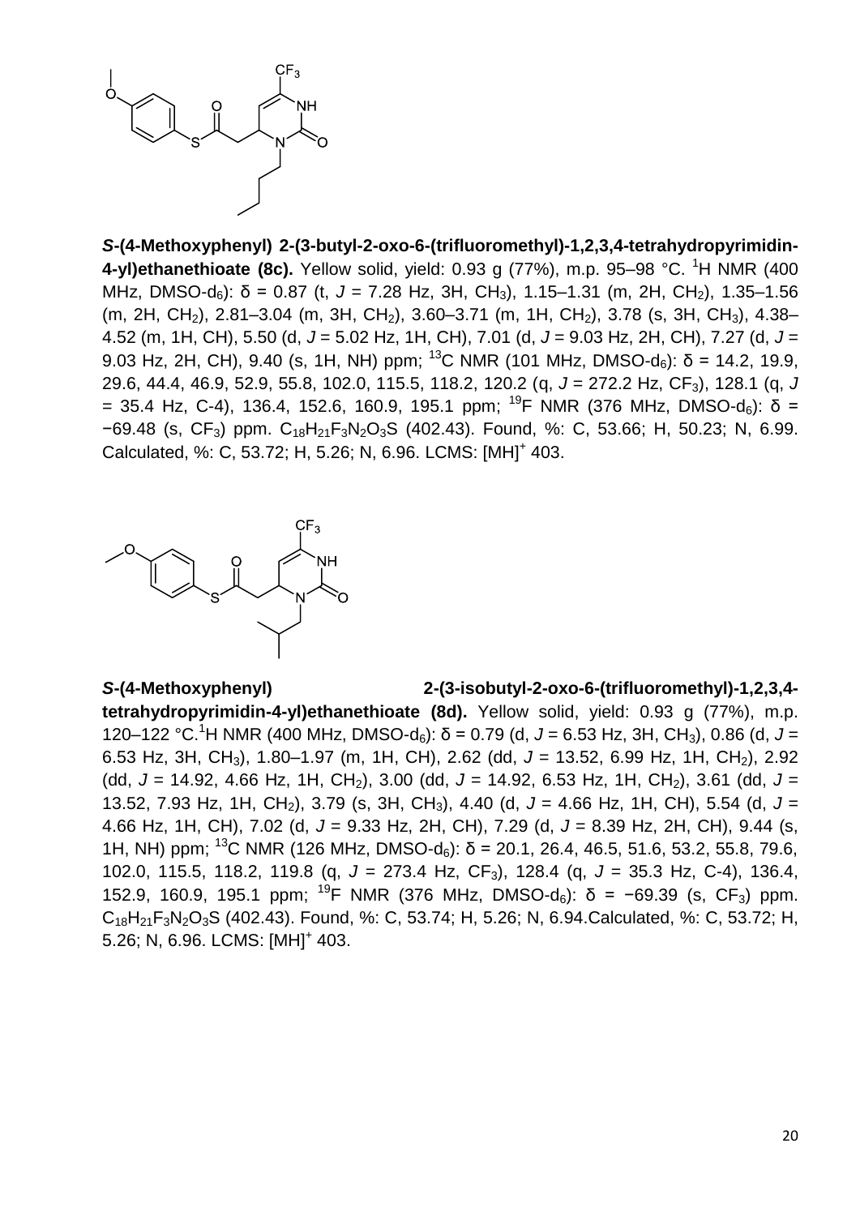***S*-(4-Methoxyphenyl) 2-(3-butyl-2-oxo-6-(trifluoromethyl)-1,2,3,4-tetrahydropyrimidin-4-yl)ethanethioate (8c).** Yellow solid, yield: 0.93 g (77%), m.p. 95–98 °C. $^{1}$H NMR (400 MHz, DMSO-d$_6$): δ = 0.87 (t, *J* = 7.28 Hz, 3H, $CH_3$), 1.15–1.31 (m, 2H, $CH_2$), 1.35–1.56 (m, 2H, $CH_2$), 2.81–3.04 (m, 3H, $CH_2$), 3.60–3.71 (m, 1H, $CH_2$), 3.78 (s, 3H, $CH_3$), 4.38–4.52 (m, 1H, CH), 5.50 (d, *J* = 5.02 Hz, 1H, CH), 7.01 (d, *J* = 9.03 Hz, 2H, CH), 7.27 (d, *J* = 9.03 Hz, 2H, CH), 9.40 (s, 1H, NH) ppm; $^{13}$C NMR (101 MHz, DMSO-d$_6$): δ = 14.2, 19.9, 29.6, 44.4, 46.9, 52.9, 55.8, 102.0, 115.5, 118.2, 120.2 (q, *J* = 272.2 Hz, $CF_3$), 128.1 (q, *J* = 35.4 Hz, C-4), 136.4, 152.6, 160.9, 195.1 ppm; $^{19}$F NMR (376 MHz, DMSO-d$_6$): δ = −69.48 (s, $CF_3$) ppm. $C_{18}H_{21}F_3N_2O_3S$ (402.43). Found, %: C, 53.66; H, 50.23; N, 6.99. Calculated, %: C, 53.72; H, 5.26; N, 6.96. LCMS: $[MH]^+$ 403.

***S*-(4-Methoxyphenyl) 2-(3-isobutyl-2-oxo-6-(trifluoromethyl)-1,2,3,4-tetrahydropyrimidin-4-yl)ethanethioate (8d).** Yellow solid, yield: 0.93 g (77%), m.p. 120–122 °C. $^{1}$H NMR (400 MHz, DMSO-d$_6$): δ = 0.79 (d, *J* = 6.53 Hz, 3H, $CH_3$), 0.86 (d, *J* = 6.53 Hz, 3H, $CH_3$), 1.80–1.97 (m, 1H, CH), 2.62 (dd, *J* = 13.52, 6.99 Hz, 1H, $CH_2$), 2.92 (dd, *J* = 14.92, 4.66 Hz, 1H, $CH_2$), 3.00 (dd, *J* = 14.92, 6.53 Hz, 1H, $CH_2$), 3.61 (dd, *J* = 13.52, 7.93 Hz, 1H, $CH_2$), 3.79 (s, 3H, $CH_3$), 4.40 (d, *J* = 4.66 Hz, 1H, CH), 5.54 (d, *J* = 4.66 Hz, 1H, CH), 7.02 (d, *J* = 9.33 Hz, 2H, CH), 7.29 (d, *J* = 8.39 Hz, 2H, CH), 9.44 (s, 1H, NH) ppm; $^{13}$C NMR (126 MHz, DMSO-d$_6$): δ = 20.1, 26.4, 46.5, 51.6, 53.2, 55.8, 79.6, 102.0, 115.5, 118.2, 119.8 (q, *J* = 273.4 Hz, $CF_3$), 128.4 (q, *J* = 35.3 Hz, C-4), 136.4, 152.9, 160.9, 195.1 ppm; $^{19}$F NMR (376 MHz, DMSO-d$_6$): δ = −69.39 (s, $CF_3$) ppm. $C_{18}H_{21}F_3N_2O_3S$ (402.43). Found, %: C, 53.74; H, 5.26; N, 6.94. Calculated, %: C, 53.72; H, 5.26; N, 6.96. LCMS: $[MH]^+$ 403.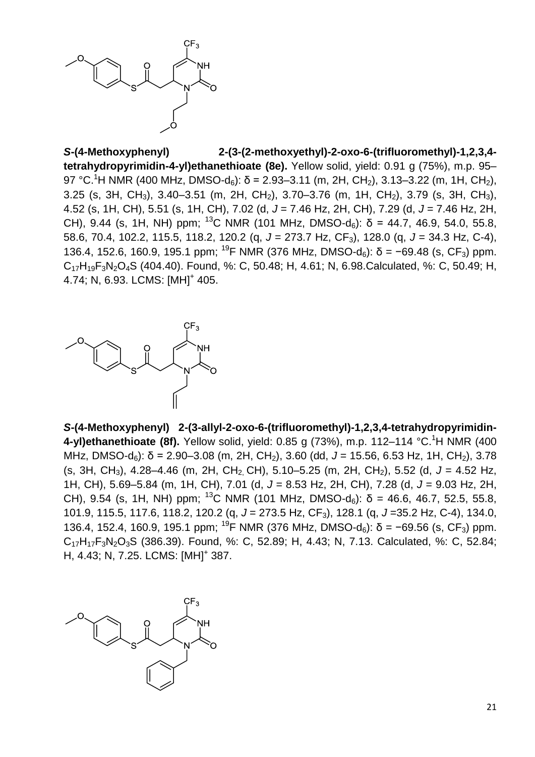***S*-(4-Methoxyphenyl) 2-(3-(2-methoxyethyl)-2-oxo-6-(trifluoromethyl)-1,2,3,4-tetrahydropyrimidin-4-yl)ethanethioate (8e).** Yellow solid, yield: 0.91 g (75%), m.p. 95–97 °C. $^1$H NMR (400 MHz, DMSO-d$_6$): δ = 2.93–3.11 (m, 2H, $CH_2$), 3.13–3.22 (m, 1H, $CH_2$), 3.25 (s, 3H, $CH_3$), 3.40–3.51 (m, 2H, $CH_2$), 3.70–3.76 (m, 1H, $CH_2$), 3.79 (s, 3H, $CH_3$), 4.52 (s, 1H, CH), 5.51 (s, 1H, CH), 7.02 (d, *J* = 7.46 Hz, 2H, CH), 7.29 (d, *J* = 7.46 Hz, 2H, CH), 9.44 (s, 1H, NH) ppm; $^{13}$C NMR (101 MHz, DMSO-d$_6$): δ = 44.7, 46.9, 54.0, 55.8, 58.6, 70.4, 102.2, 115.5, 118.2, 120.2 (q, *J* = 273.7 Hz, $CF_3$), 128.0 (q, *J* = 34.3 Hz, C-4), 136.4, 152.6, 160.9, 195.1 ppm; $^{19}$F NMR (376 MHz, DMSO-d$_6$): δ = −69.48 (s, $CF_3$) ppm. $C_{17}H_{19}F_3N_2O_4S$ (404.40). Found, %: C, 50.48; H, 4.61; N, 6.98. Calculated, %: C, 50.49; H, 4.74; N, 6.93. LCMS: $[MH]^+$ 405.

***S*-(4-Methoxyphenyl) 2-(3-allyl-2-oxo-6-(trifluoromethyl)-1,2,3,4-tetrahydropyrimidin-4-yl)ethanethioate (8f).** Yellow solid, yield: 0.85 g (73%), m.p. 112–114 °C. $^1$H NMR (400 MHz, DMSO-d$_6$): δ = 2.90–3.08 (m, 2H, $CH_2$), 3.60 (dd, *J* = 15.56, 6.53 Hz, 1H, $CH_2$), 3.78 (s, 3H, $CH_3$), 4.28–4.46 (m, 2H, $CH_2$, CH), 5.10–5.25 (m, 2H, $CH_2$), 5.52 (d, *J* = 4.52 Hz, 1H, CH), 5.69–5.84 (m, 1H, CH), 7.01 (d, *J* = 8.53 Hz, 2H, CH), 7.28 (d, *J* = 9.03 Hz, 2H, CH), 9.54 (s, 1H, NH) ppm; $^{13}$C NMR (101 MHz, DMSO-d$_6$): δ = 46.6, 46.7, 52.5, 55.8, 101.9, 115.5, 117.6, 118.2, 120.2 (q, *J* = 273.5 Hz, $CF_3$), 128.1 (q, *J* =35.2 Hz, C-4), 134.0, 136.4, 152.4, 160.9, 195.1 ppm; $^{19}$F NMR (376 MHz, DMSO-d$_6$): δ = −69.56 (s, $CF_3$) ppm. $C_{17}H_{17}F_3N_2O_3S$ (386.39). Found, %: C, 52.89; H, 4.43; N, 7.13. Calculated, %: C, 52.84; H, 4.43; N, 7.25. LCMS: $[MH]^+$ 387.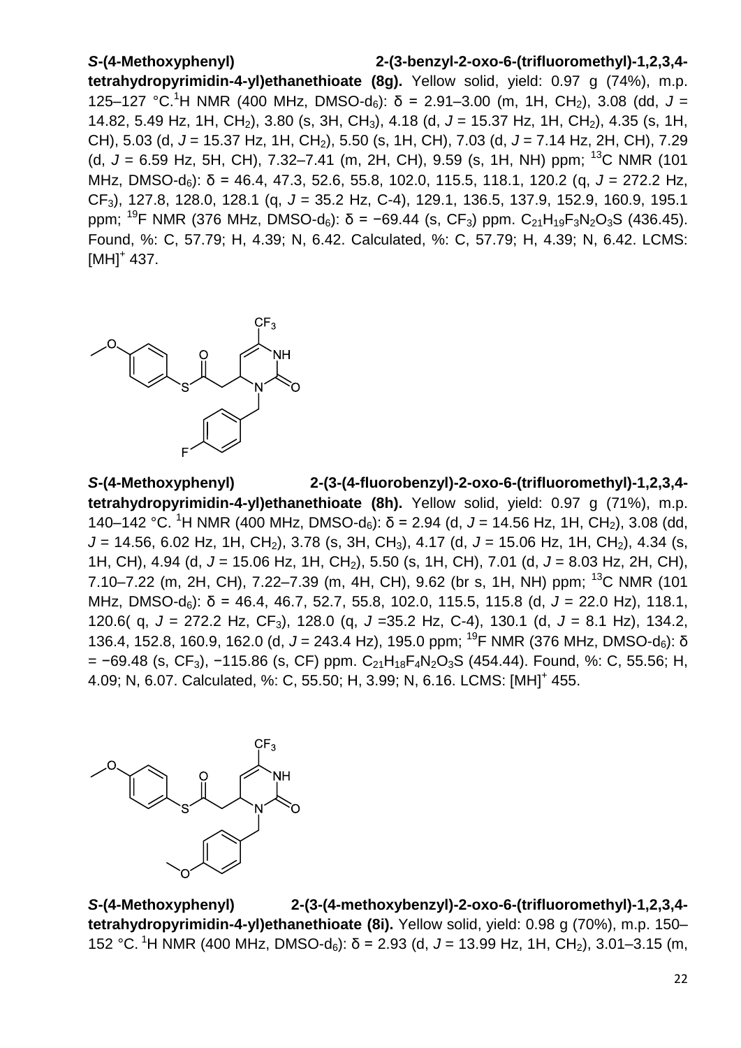***S*-(4-Methoxyphenyl) 2-(3-benzyl-2-oxo-6-(trifluoromethyl)-1,2,3,4-tetrahydropyrimidin-4-yl)ethanethioate (8g).** Yellow solid, yield: 0.97 g (74%), m.p. 125–127 °C. $^{1}$H NMR (400 MHz, DMSO-d$_6$): δ = 2.91–3.00 (m, 1H, CH$_2$), 3.08 (dd, *J* = 14.82, 5.49 Hz, 1H, CH$_2$), 3.80 (s, 3H, CH$_3$), 4.18 (d, *J* = 15.37 Hz, 1H, CH$_2$), 4.35 (s, 1H, CH), 5.03 (d, *J* = 15.37 Hz, 1H, CH$_2$), 5.50 (s, 1H, CH), 7.03 (d, *J* = 7.14 Hz, 2H, CH), 7.29 (d, *J* = 6.59 Hz, 5H, CH), 7.32–7.41 (m, 2H, CH), 9.59 (s, 1H, NH) ppm; $^{13}$C NMR (101 MHz, DMSO-d$_6$): δ = 46.4, 47.3, 52.6, 55.8, 102.0, 115.5, 118.1, 120.2 (q, *J* = 272.2 Hz, CF$_3$), 127.8, 128.0, 128.1 (q, *J* = 35.2 Hz, C-4), 129.1, 136.5, 137.9, 152.9, 160.9, 195.1 ppm; $^{19}$F NMR (376 MHz, DMSO-d$_6$): δ = −69.44 (s, CF$_3$) ppm. $C_{21}H_{19}F_3N_2O_3S$ (436.45). Found, %: C, 57.79; H, 4.39; N, 6.42. Calculated, %: C, 57.79; H, 4.39; N, 6.42. LCMS: [MH]$^+$ 437.

***S*-(4-Methoxyphenyl) 2-(3-(4-fluorobenzyl)-2-oxo-6-(trifluoromethyl)-1,2,3,4-tetrahydropyrimidin-4-yl)ethanethioate (8h).** Yellow solid, yield: 0.97 g (71%), m.p. 140–142 °C. $^{1}$H NMR (400 MHz, DMSO-d$_6$): δ = 2.94 (d, *J* = 14.56 Hz, 1H, CH$_2$), 3.08 (dd, *J* = 14.56, 6.02 Hz, 1H, CH$_2$), 3.78 (s, 3H, CH$_3$), 4.17 (d, *J* = 15.06 Hz, 1H, CH$_2$), 4.34 (s, 1H, CH), 4.94 (d, *J* = 15.06 Hz, 1H, CH$_2$), 5.50 (s, 1H, CH), 7.01 (d, *J* = 8.03 Hz, 2H, CH), 7.10–7.22 (m, 2H, CH), 7.22–7.39 (m, 4H, CH), 9.62 (br s, 1H, NH) ppm; $^{13}$C NMR (101 MHz, DMSO-d$_6$): δ = 46.4, 46.7, 52.7, 55.8, 102.0, 115.5, 115.8 (d, *J* = 22.0 Hz), 118.1, 120.6( q, *J* = 272.2 Hz, CF$_3$), 128.0 (q, *J* =35.2 Hz, C-4), 130.1 (d, *J* = 8.1 Hz), 134.2, 136.4, 152.8, 160.9, 162.0 (d, *J* = 243.4 Hz), 195.0 ppm; $^{19}$F NMR (376 MHz, DMSO-d$_6$): δ = −69.48 (s, CF$_3$), −115.86 (s, CF) ppm. $C_{21}H_{18}F_4N_2O_3S$ (454.44). Found, %: C, 55.56; H, 4.09; N, 6.07. Calculated, %: C, 55.50; H, 3.99; N, 6.16. LCMS: [MH]$^+$ 455.

***S*-(4-Methoxyphenyl) 2-(3-(4-methoxybenzyl)-2-oxo-6-(trifluoromethyl)-1,2,3,4-tetrahydropyrimidin-4-yl)ethanethioate (8i).** Yellow solid, yield: 0.98 g (70%), m.p. 150–152 °C. $^{1}$H NMR (400 MHz, DMSO-d$_6$): δ = 2.93 (d, *J* = 13.99 Hz, 1H, CH$_2$), 3.01–3.15 (m,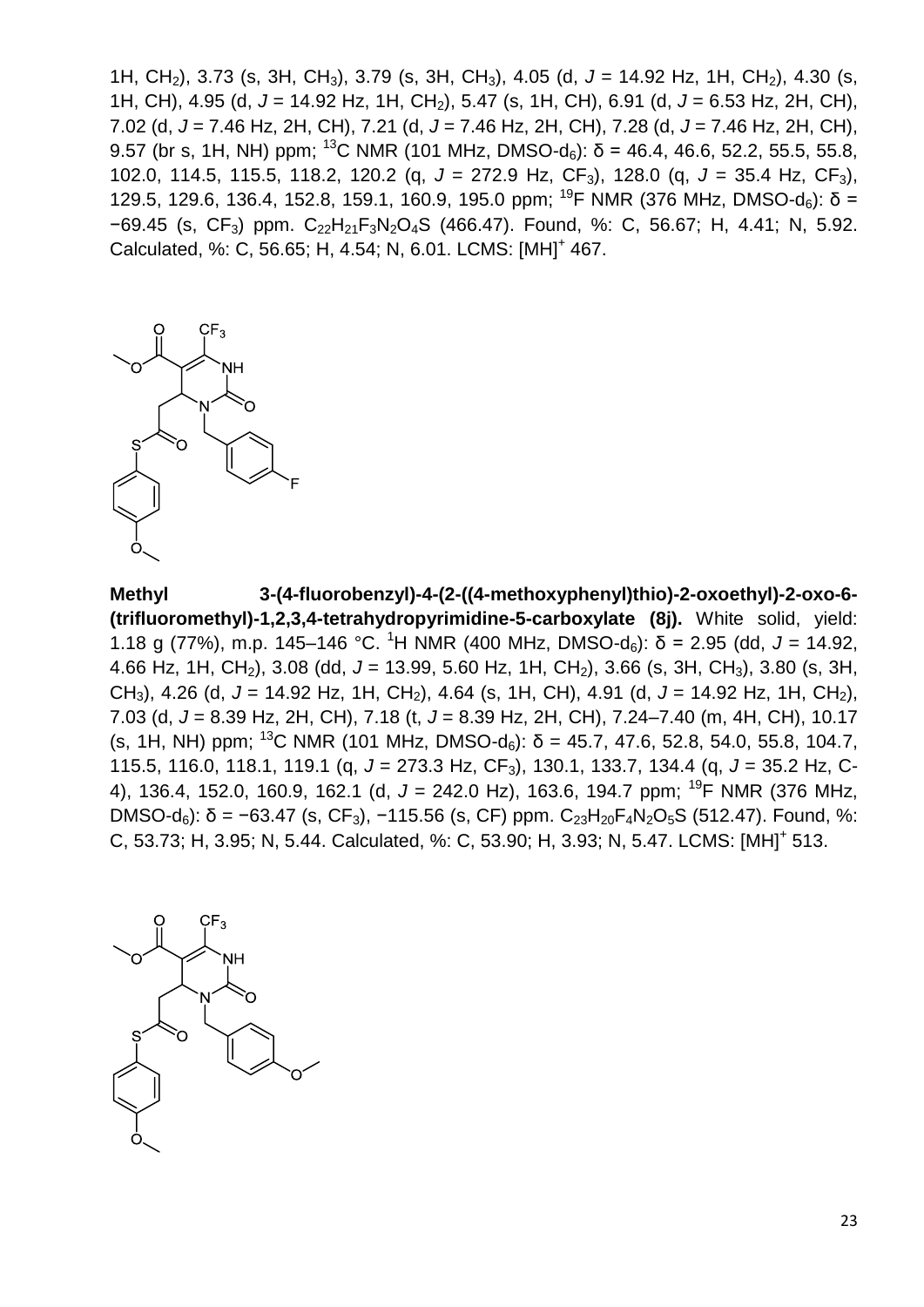1H, $CH_2$), 3.73 (s, 3H, $CH_3$), 3.79 (s, 3H, $CH_3$), 4.05 (d, *J* = 14.92 Hz, 1H, $CH_2$), 4.30 (s, 1H, CH), 4.95 (d, *J* = 14.92 Hz, 1H, $CH_2$), 5.47 (s, 1H, CH), 6.91 (d, *J* = 6.53 Hz, 2H, CH), 7.02 (d, *J* = 7.46 Hz, 2H, CH), 7.21 (d, *J* = 7.46 Hz, 2H, CH), 7.28 (d, *J* = 7.46 Hz, 2H, CH), 9.57 (br s, 1H, NH) ppm; $^{13}$C NMR (101 MHz, DMSO-$d_6$): δ = 46.4, 46.6, 52.2, 55.5, 55.8, 102.0, 114.5, 115.5, 118.2, 120.2 (q, *J* = 272.9 Hz, $CF_3$), 128.0 (q, *J* = 35.4 Hz, $CF_3$), 129.5, 129.6, 136.4, 152.8, 159.1, 160.9, 195.0 ppm; $^{19}$F NMR (376 MHz, DMSO-$d_6$): δ = −69.45 (s, $CF_3$) ppm. $C_{22}H_{21}F_3N_2O_4S$ (466.47). Found, %: C, 56.67; H, 4.41; N, 5.92. Calculated, %: C, 56.65; H, 4.54; N, 6.01. LCMS: $[MH]^+$ 467.

**Methyl 3-(4-fluorobenzyl)-4-(2-((4-methoxyphenyl)thio)-2-oxoethyl)-2-oxo-6-(trifluoromethyl)-1,2,3,4-tetrahydropyrimidine-5-carboxylate (8j).** White solid, yield: 1.18 g (77%), m.p. 145–146 °C. $^{1}$H NMR (400 MHz, DMSO-$d_6$): δ = 2.95 (dd, *J* = 14.92, 4.66 Hz, 1H, $CH_2$), 3.08 (dd, *J* = 13.99, 5.60 Hz, 1H, $CH_2$), 3.66 (s, 3H, $CH_3$), 3.80 (s, 3H, $CH_3$), 4.26 (d, *J* = 14.92 Hz, 1H, $CH_2$), 4.64 (s, 1H, CH), 4.91 (d, *J* = 14.92 Hz, 1H, $CH_2$), 7.03 (d, *J* = 8.39 Hz, 2H, CH), 7.18 (t, *J* = 8.39 Hz, 2H, CH), 7.24–7.40 (m, 4H, CH), 10.17 (s, 1H, NH) ppm; $^{13}$C NMR (101 MHz, DMSO-$d_6$): δ = 45.7, 47.6, 52.8, 54.0, 55.8, 104.7, 115.5, 116.0, 118.1, 119.1 (q, *J* = 273.3 Hz, $CF_3$), 130.1, 133.7, 134.4 (q, *J* = 35.2 Hz, C-4), 136.4, 152.0, 160.9, 162.1 (d, *J* = 242.0 Hz), 163.6, 194.7 ppm; $^{19}$F NMR (376 MHz, DMSO-$d_6$): δ = −63.47 (s, $CF_3$), −115.56 (s, CF) ppm. $C_{23}H_{20}F_4N_2O_5S$ (512.47). Found, %: C, 53.73; H, 3.95; N, 5.44. Calculated, %: C, 53.90; H, 3.93; N, 5.47. LCMS: $[MH]^+$ 513.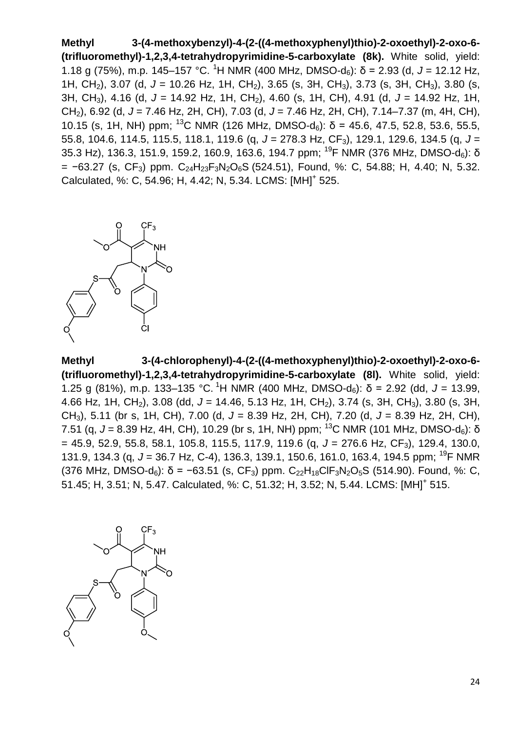**Methyl 3-(4-methoxybenzyl)-4-(2-((4-methoxyphenyl)thio)-2-oxoethyl)-2-oxo-6-(trifluoromethyl)-1,2,3,4-tetrahydropyrimidine-5-carboxylate (8k).** White solid, yield: 1.18 g (75%), m.p. 145–157 °C. $^{1}$H NMR (400 MHz, DMSO-d$_6$): δ = 2.93 (d, *J* = 12.12 Hz, 1H, CH$_2$), 3.07 (d, *J* = 10.26 Hz, 1H, CH$_2$), 3.65 (s, 3H, CH$_3$), 3.73 (s, 3H, CH$_3$), 3.80 (s, 3H, CH$_3$), 4.16 (d, *J* = 14.92 Hz, 1H, CH$_2$), 4.60 (s, 1H, CH), 4.91 (d, *J* = 14.92 Hz, 1H, CH$_2$), 6.92 (d, *J* = 7.46 Hz, 2H, CH), 7.03 (d, *J* = 7.46 Hz, 2H, CH), 7.14–7.37 (m, 4H, CH), 10.15 (s, 1H, NH) ppm; $^{13}$C NMR (126 MHz, DMSO-d$_6$): δ = 45.6, 47.5, 52.8, 53.6, 55.5, 55.8, 104.6, 114.5, 115.5, 118.1, 119.6 (q, *J* = 278.3 Hz, CF$_3$), 129.1, 129.6, 134.5 (q, *J* = 35.3 Hz), 136.3, 151.9, 159.2, 160.9, 163.6, 194.7 ppm; $^{19}$F NMR (376 MHz, DMSO-d$_6$): δ = −63.27 (s, CF$_3$) ppm. $C_{24}H_{23}F_3N_2O_6S$ (524.51), Found, %: C, 54.88; H, 4.40; N, 5.32. Calculated, %: C, 54.96; H, 4.42; N, 5.34. LCMS: [MH]$^+$ 525.

**Methyl 3-(4-chlorophenyl)-4-(2-((4-methoxyphenyl)thio)-2-oxoethyl)-2-oxo-6-(trifluoromethyl)-1,2,3,4-tetrahydropyrimidine-5-carboxylate (8l).** White solid, yield: 1.25 g (81%), m.p. 133–135 °C. $^{1}$H NMR (400 MHz, DMSO-d$_6$): δ = 2.92 (dd, *J* = 13.99, 4.66 Hz, 1H, CH$_2$), 3.08 (dd, *J* = 14.46, 5.13 Hz, 1H, CH$_2$), 3.74 (s, 3H, CH$_3$), 3.80 (s, 3H, CH$_3$), 5.11 (br s, 1H, CH), 7.00 (d, *J* = 8.39 Hz, 2H, CH), 7.20 (d, *J* = 8.39 Hz, 2H, CH), 7.51 (q, *J* = 8.39 Hz, 4H, CH), 10.29 (br s, 1H, NH) ppm; $^{13}$C NMR (101 MHz, DMSO-d$_6$): δ = 45.9, 52.9, 55.8, 58.1, 105.8, 115.5, 117.9, 119.6 (q, *J* = 276.6 Hz, CF$_3$), 129.4, 130.0, 131.9, 134.3 (q, *J* = 36.7 Hz, C-4), 136.3, 139.1, 150.6, 161.0, 163.4, 194.5 ppm; $^{19}$F NMR (376 MHz, DMSO-d$_6$): δ = −63.51 (s, CF$_3$) ppm. $C_{22}H_{18}ClF_3N_2O_5S$ (514.90). Found, %: C, 51.45; H, 3.51; N, 5.47. Calculated, %: C, 51.32; H, 3.52; N, 5.44. LCMS: [MH]$^+$ 515.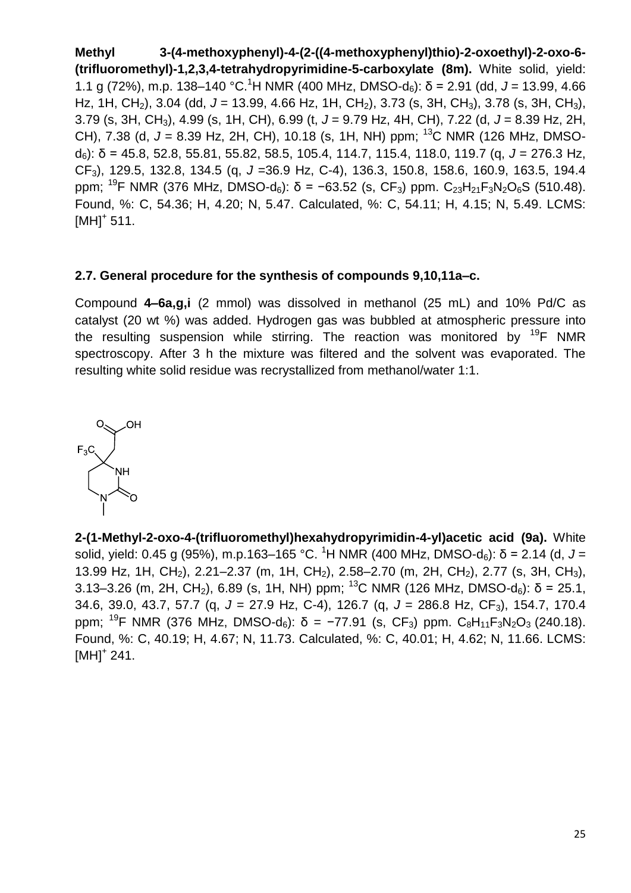**Methyl 3-(4-methoxyphenyl)-4-(2-((4-methoxyphenyl)thio)-2-oxoethyl)-2-oxo-6-(trifluoromethyl)-1,2,3,4-tetrahydropyrimidine-5-carboxylate (8m).** White solid, yield: 1.1 g (72%), m.p. 138–140 °C. $^{1}$H NMR (400 MHz, DMSO-d$_6$): δ = 2.91 (dd, *J* = 13.99, 4.66 Hz, 1H, $CH_2$), 3.04 (dd, *J* = 13.99, 4.66 Hz, 1H, $CH_2$), 3.73 (s, 3H, $CH_3$), 3.78 (s, 3H, $CH_3$), 3.79 (s, 3H, $CH_3$), 4.99 (s, 1H, CH), 6.99 (t, *J* = 9.79 Hz, 4H, CH), 7.22 (d, *J* = 8.39 Hz, 2H, CH), 7.38 (d, *J* = 8.39 Hz, 2H, CH), 10.18 (s, 1H, NH) ppm; $^{13}$C NMR (126 MHz, DMSO-d$_6$): δ = 45.8, 52.8, 55.81, 55.82, 58.5, 105.4, 114.7, 115.4, 118.0, 119.7 (q, *J* = 276.3 Hz, $CF_3$), 129.5, 132.8, 134.5 (q, *J* =36.9 Hz, C-4), 136.3, 150.8, 158.6, 160.9, 163.5, 194.4 ppm; $^{19}$F NMR (376 MHz, DMSO-d$_6$): δ = −63.52 (s, $CF_3$) ppm. $C_{23}H_{21}F_3N_2O_6S$ (510.48). Found, %: C, 54.36; H, 4.20; N, 5.47. Calculated, %: C, 54.11; H, 4.15; N, 5.49. LCMS: $[MH]^+$ 511.

### 2.7. General procedure for the synthesis of compounds 9,10,11a–c.

Compound **4–6a,g,i** (2 mmol) was dissolved in methanol (25 mL) and 10% Pd/C as catalyst (20 wt %) was added. Hydrogen gas was bubbled at atmospheric pressure into the resulting suspension while stirring. The reaction was monitored by $^{19}$F NMR spectroscopy. After 3 h the mixture was filtered and the solvent was evaporated. The resulting white solid residue was recrystallized from methanol/water 1:1.

**2-(1-Methyl-2-oxo-4-(trifluoromethyl)hexahydropyrimidin-4-yl)acetic acid (9a).** White solid, yield: 0.45 g (95%), m.p.163–165 °C. $^{1}$H NMR (400 MHz, DMSO-d$_6$): δ = 2.14 (d, *J* = 13.99 Hz, 1H, $CH_2$), 2.21–2.37 (m, 1H, $CH_2$), 2.58–2.70 (m, 2H, $CH_2$), 2.77 (s, 3H, $CH_3$), 3.13–3.26 (m, 2H, $CH_2$), 6.89 (s, 1H, NH) ppm; $^{13}$C NMR (126 MHz, DMSO-d$_6$): δ = 25.1, 34.6, 39.0, 43.7, 57.7 (q, *J* = 27.9 Hz, C-4), 126.7 (q, *J* = 286.8 Hz, $CF_3$), 154.7, 170.4 ppm; $^{19}$F NMR (376 MHz, DMSO-d$_6$): δ = −77.91 (s, $CF_3$) ppm. $C_8H_{11}F_3N_2O_3$ (240.18). Found, %: C, 40.19; H, 4.67; N, 11.73. Calculated, %: C, 40.01; H, 4.62; N, 11.66. LCMS: $[MH]^+$ 241.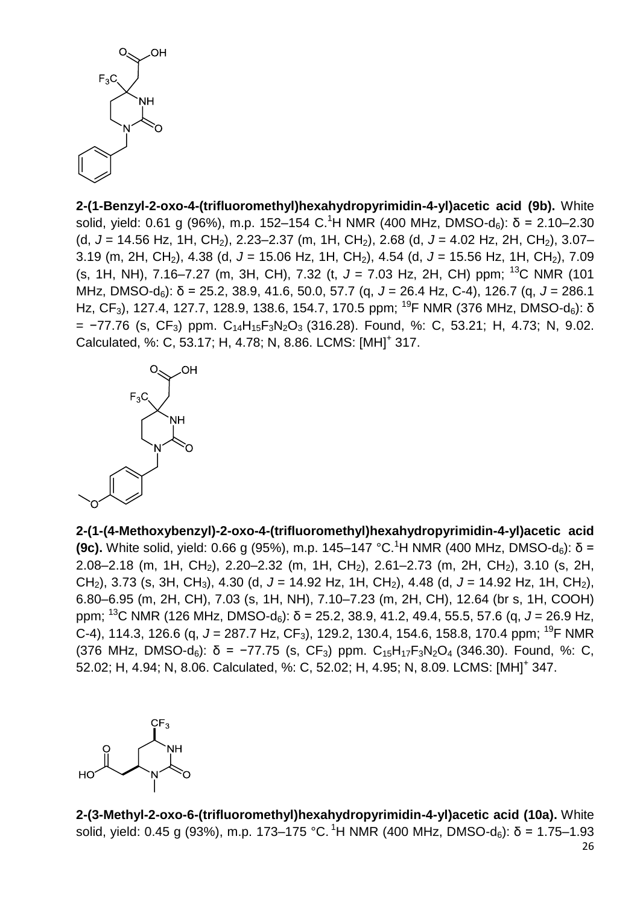**2-(1-Benzyl-2-oxo-4-(trifluoromethyl)hexahydropyrimidin-4-yl)acetic acid (9b).** White solid, yield: 0.61 g (96%), m.p. 152–154 C.$^{1}$H NMR (400 MHz, DMSO-d$_6$): δ = 2.10–2.30 (d, *J* = 14.56 Hz, 1H, CH$_2$), 2.23–2.37 (m, 1H, CH$_2$), 2.68 (d, *J* = 4.02 Hz, 2H, CH$_2$), 3.07–3.19 (m, 2H, CH$_2$), 4.38 (d, *J* = 15.06 Hz, 1H, CH$_2$), 4.54 (d, *J* = 15.56 Hz, 1H, CH$_2$), 7.09 (s, 1H, NH), 7.16–7.27 (m, 3H, CH), 7.32 (t, *J* = 7.03 Hz, 2H, CH) ppm; $^{13}$C NMR (101 MHz, DMSO-d$_6$): δ = 25.2, 38.9, 41.6, 50.0, 57.7 (q, *J* = 26.4 Hz, C-4), 126.7 (q, *J* = 286.1 Hz, CF$_3$), 127.4, 127.7, 128.9, 138.6, 154.7, 170.5 ppm; $^{19}$F NMR (376 MHz, DMSO-d$_6$): δ = −77.76 (s, CF$_3$) ppm. $C_{14}H_{15}F_3N_2O_3$ (316.28). Found, %: C, 53.21; H, 4.73; N, 9.02. Calculated, %: C, 53.17; H, 4.78; N, 8.86. LCMS: $[MH]^+$ 317.

**2-(1-(4-Methoxybenzyl)-2-oxo-4-(trifluoromethyl)hexahydropyrimidin-4-yl)acetic acid (9c).** White solid, yield: 0.66 g (95%), m.p. 145–147 °C.$^{1}$H NMR (400 MHz, DMSO-d$_6$): δ = 2.08–2.18 (m, 1H, CH$_2$), 2.20–2.32 (m, 1H, CH$_2$), 2.61–2.73 (m, 2H, CH$_2$), 3.10 (s, 2H, CH$_2$), 3.73 (s, 3H, CH$_3$), 4.30 (d, *J* = 14.92 Hz, 1H, CH$_2$), 4.48 (d, *J* = 14.92 Hz, 1H, CH$_2$), 6.80–6.95 (m, 2H, CH), 7.03 (s, 1H, NH), 7.10–7.23 (m, 2H, CH), 12.64 (br s, 1H, COOH) ppm; $^{13}$C NMR (126 MHz, DMSO-d$_6$): δ = 25.2, 38.9, 41.2, 49.4, 55.5, 57.6 (q, *J* = 26.9 Hz, C-4), 114.3, 126.6 (q, *J* = 287.7 Hz, CF$_3$), 129.2, 130.4, 154.6, 158.8, 170.4 ppm; $^{19}$F NMR (376 MHz, DMSO-d$_6$): δ = −77.75 (s, CF$_3$) ppm. $C_{15}H_{17}F_3N_2O_4$ (346.30). Found, %: C, 52.02; H, 4.94; N, 8.06. Calculated, %: C, 52.02; H, 4.95; N, 8.09. LCMS: $[MH]^+$ 347.

**2-(3-Methyl-2-oxo-6-(trifluoromethyl)hexahydropyrimidin-4-yl)acetic acid (10a).** White solid, yield: 0.45 g (93%), m.p. 173–175 °C. $^{1}$H NMR (400 MHz, DMSO-d$_6$): δ = 1.75–1.93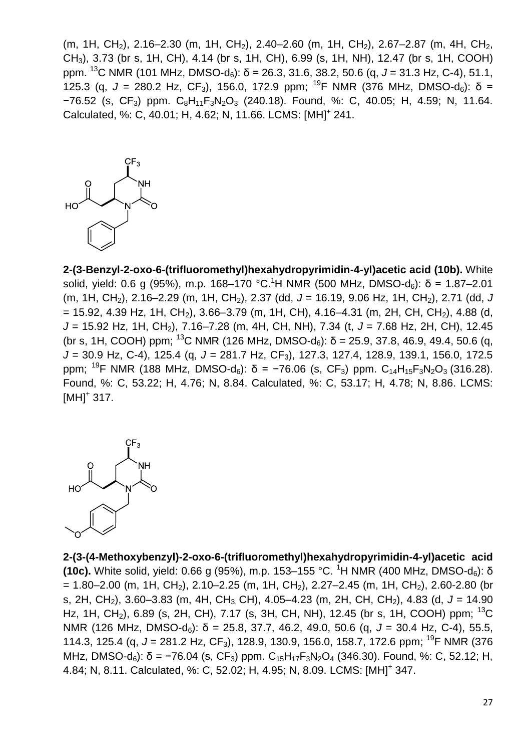(m, 1H, $CH_2$), 2.16–2.30 (m, 1H, $CH_2$), 2.40–2.60 (m, 1H, $CH_2$), 2.67–2.87 (m, 4H, $CH_2$, $CH_3$), 3.73 (br s, 1H, CH), 4.14 (br s, 1H, CH), 6.99 (s, 1H, NH), 12.47 (br s, 1H, COOH) ppm. $^{13}C$ NMR (101 MHz, DMSO-$d_6$): δ = 26.3, 31.6, 38.2, 50.6 (q, *J* = 31.3 Hz, C-4), 51.1, 125.3 (q, *J* = 280.2 Hz, $CF_3$), 156.0, 172.9 ppm; $^{19}F$ NMR (376 MHz, DMSO-$d_6$): δ = −76.52 (s, $CF_3$) ppm. $C_8H_{11}F_3N_2O_3$ (240.18). Found, %: C, 40.05; H, 4.59; N, 11.64. Calculated, %: C, 40.01; H, 4.62; N, 11.66. LCMS: $[MH]^+$ 241.

**2-(3-Benzyl-2-oxo-6-(trifluoromethyl)hexahydropyrimidin-4-yl)acetic acid (10b).** White solid, yield: 0.6 g (95%), m.p. 168–170 °C. $^1H$ NMR (500 MHz, DMSO-$d_6$): δ = 1.87–2.01 (m, 1H, $CH_2$), 2.16–2.29 (m, 1H, $CH_2$), 2.37 (dd, *J* = 16.19, 9.06 Hz, 1H, $CH_2$), 2.71 (dd, *J* = 15.92, 4.39 Hz, 1H, $CH_2$), 3.66–3.79 (m, 1H, CH), 4.16–4.31 (m, 2H, CH, $CH_2$), 4.88 (d, *J* = 15.92 Hz, 1H, $CH_2$), 7.16–7.28 (m, 4H, CH, NH), 7.34 (t, *J* = 7.68 Hz, 2H, CH), 12.45 (br s, 1H, COOH) ppm; $^{13}C$ NMR (126 MHz, DMSO-$d_6$): δ = 25.9, 37.8, 46.9, 49.4, 50.6 (q, *J* = 30.9 Hz, C-4), 125.4 (q, *J* = 281.7 Hz, $CF_3$), 127.3, 127.4, 128.9, 139.1, 156.0, 172.5 ppm; $^{19}F$ NMR (188 MHz, DMSO-$d_6$): δ = −76.06 (s, $CF_3$) ppm. $C_{14}H_{15}F_3N_2O_3$ (316.28). Found, %: C, 53.22; H, 4.76; N, 8.84. Calculated, %: C, 53.17; H, 4.78; N, 8.86. LCMS: $[MH]^+$ 317.

**2-(3-(4-Methoxybenzyl)-2-oxo-6-(trifluoromethyl)hexahydropyrimidin-4-yl)acetic acid (10c).** White solid, yield: 0.66 g (95%), m.p. 153–155 °C. $^1H$ NMR (400 MHz, DMSO-$d_6$): δ = 1.80–2.00 (m, 1H, $CH_2$), 2.10–2.25 (m, 1H, $CH_2$), 2.27–2.45 (m, 1H, $CH_2$), 2.60-2.80 (br s, 2H, $CH_2$), 3.60–3.83 (m, 4H, $CH_3$, CH), 4.05–4.23 (m, 2H, CH, $CH_2$), 4.83 (d, *J* = 14.90 Hz, 1H, $CH_2$), 6.89 (s, 2H, CH), 7.17 (s, 3H, CH, NH), 12.45 (br s, 1H, COOH) ppm; $^{13}C$ NMR (126 MHz, DMSO-$d_6$): δ = 25.8, 37.7, 46.2, 49.0, 50.6 (q, *J* = 30.4 Hz, C-4), 55.5, 114.3, 125.4 (q, *J* = 281.2 Hz, $CF_3$), 128.9, 130.9, 156.0, 158.7, 172.6 ppm; $^{19}F$ NMR (376 MHz, DMSO-$d_6$): δ = −76.04 (s, $CF_3$) ppm. $C_{15}H_{17}F_3N_2O_4$ (346.30). Found, %: C, 52.12; H, 4.84; N, 8.11. Calculated, %: C, 52.02; H, 4.95; N, 8.09. LCMS: $[MH]^+$ 347.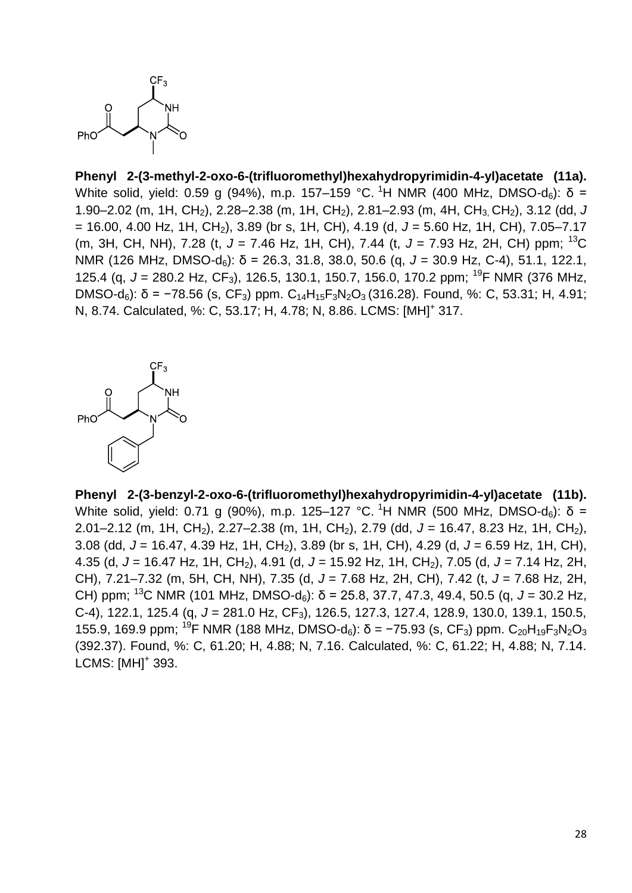**Phenyl 2-(3-methyl-2-oxo-6-(trifluoromethyl)hexahydropyrimidin-4-yl)acetate (11a).** White solid, yield: 0.59 g (94%), m.p. 157–159 °C. $^{1}H$ NMR (400 MHz, DMSO-$d_6$): δ = 1.90–2.02 (m, 1H, $CH_2$), 2.28–2.38 (m, 1H, $CH_2$), 2.81–2.93 (m, 4H, $CH_3$, $CH_2$), 3.12 (dd, *J* = 16.00, 4.00 Hz, 1H, $CH_2$), 3.89 (br s, 1H, CH), 4.19 (d, *J* = 5.60 Hz, 1H, CH), 7.05–7.17 (m, 3H, CH, NH), 7.28 (t, *J* = 7.46 Hz, 1H, CH), 7.44 (t, *J* = 7.93 Hz, 2H, CH) ppm; $^{13}C$ NMR (126 MHz, DMSO-$d_6$): δ = 26.3, 31.8, 38.0, 50.6 (q, *J* = 30.9 Hz, C-4), 51.1, 122.1, 125.4 (q, *J* = 280.2 Hz, $CF_3$), 126.5, 130.1, 150.7, 156.0, 170.2 ppm; $^{19}F$ NMR (376 MHz, DMSO-$d_6$): δ = −78.56 (s, $CF_3$) ppm. $C_{14}H_{15}F_3N_2O_3$ (316.28). Found, %: C, 53.31; H, 4.91; N, 8.74. Calculated, %: C, 53.17; H, 4.78; N, 8.86. LCMS: $[MH]^+$ 317.

**Phenyl 2-(3-benzyl-2-oxo-6-(trifluoromethyl)hexahydropyrimidin-4-yl)acetate (11b).** White solid, yield: 0.71 g (90%), m.p. 125–127 °C. $^{1}H$ NMR (500 MHz, DMSO-$d_6$): δ = 2.01–2.12 (m, 1H, $CH_2$), 2.27–2.38 (m, 1H, $CH_2$), 2.79 (dd, *J* = 16.47, 8.23 Hz, 1H, $CH_2$), 3.08 (dd, *J* = 16.47, 4.39 Hz, 1H, $CH_2$), 3.89 (br s, 1H, CH), 4.29 (d, *J* = 6.59 Hz, 1H, CH), 4.35 (d, *J* = 16.47 Hz, 1H, $CH_2$), 4.91 (d, *J* = 15.92 Hz, 1H, $CH_2$), 7.05 (d, *J* = 7.14 Hz, 2H, CH), 7.21–7.32 (m, 5H, CH, NH), 7.35 (d, *J* = 7.68 Hz, 2H, CH), 7.42 (t, *J* = 7.68 Hz, 2H, CH) ppm; $^{13}C$ NMR (101 MHz, DMSO-$d_6$): δ = 25.8, 37.7, 47.3, 49.4, 50.5 (q, *J* = 30.2 Hz, C-4), 122.1, 125.4 (q, *J* = 281.0 Hz, $CF_3$), 126.5, 127.3, 127.4, 128.9, 130.0, 139.1, 150.5, 155.9, 169.9 ppm; $^{19}F$ NMR (188 MHz, DMSO-$d_6$): δ = −75.93 (s, $CF_3$) ppm. $C_{20}H_{19}F_3N_2O_3$ (392.37). Found, %: C, 61.20; H, 4.88; N, 7.16. Calculated, %: C, 61.22; H, 4.88; N, 7.14. LCMS: $[MH]^+$ 393.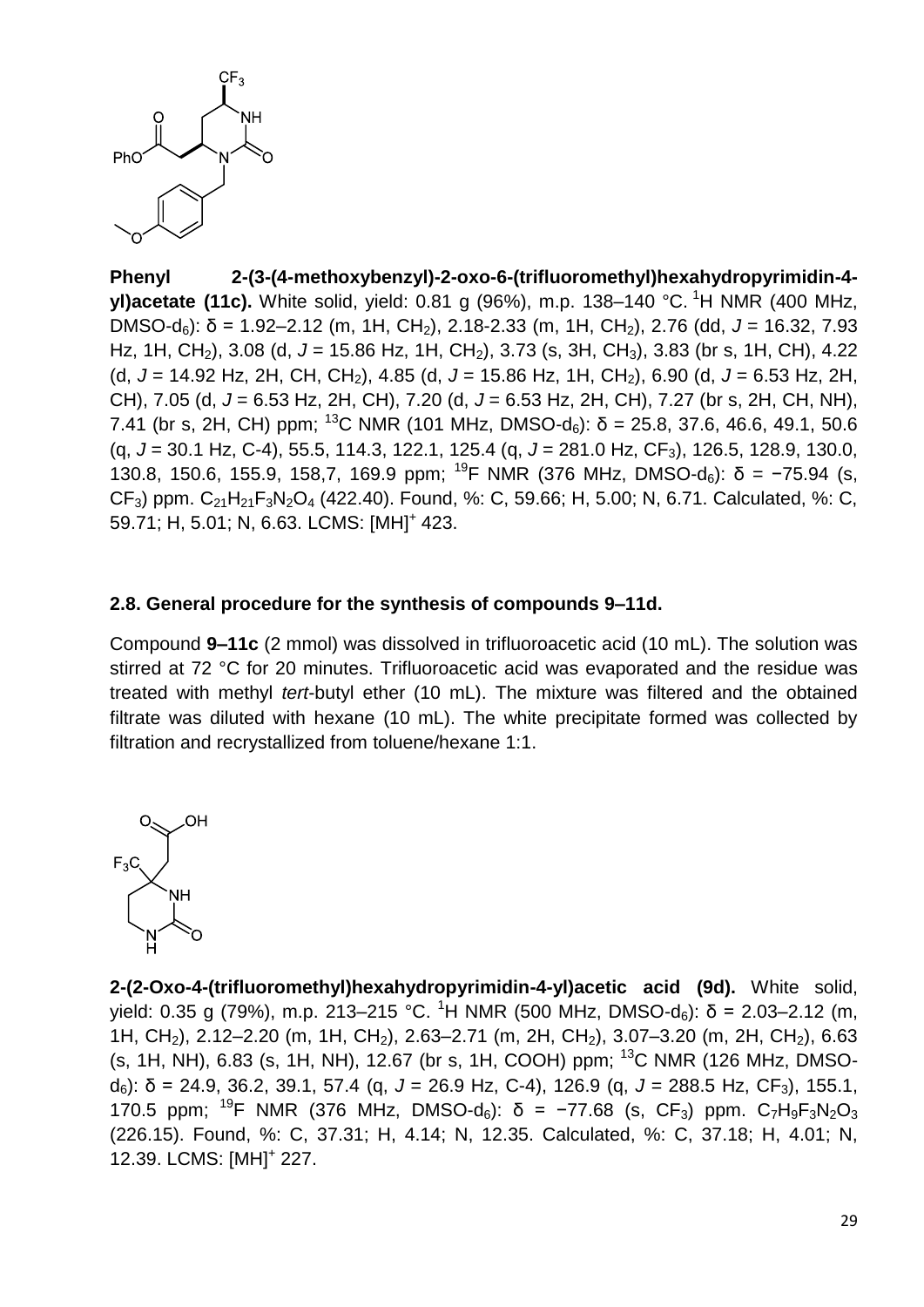**Phenyl 2-(3-(4-methoxybenzyl)-2-oxo-6-(trifluoromethyl)hexahydropyrimidin-4-yl)acetate (11c).** White solid, yield: 0.81 g (96%), m.p. 138–140 °C. $^{1}H$ NMR (400 MHz, DMSO-$d_6$): δ = 1.92–2.12 (m, 1H, $CH_2$), 2.18-2.33 (m, 1H, $CH_2$), 2.76 (dd, *J* = 16.32, 7.93 Hz, 1H, $CH_2$), 3.08 (d, *J* = 15.86 Hz, 1H, $CH_2$), 3.73 (s, 3H, $CH_3$), 3.83 (br s, 1H, CH), 4.22 (d, *J* = 14.92 Hz, 2H, CH, $CH_2$), 4.85 (d, *J* = 15.86 Hz, 1H, $CH_2$), 6.90 (d, *J* = 6.53 Hz, 2H, CH), 7.05 (d, *J* = 6.53 Hz, 2H, CH), 7.20 (d, *J* = 6.53 Hz, 2H, CH), 7.27 (br s, 2H, CH, NH), 7.41 (br s, 2H, CH) ppm; $^{13}C$ NMR (101 MHz, DMSO-$d_6$): δ = 25.8, 37.6, 46.6, 49.1, 50.6 (q, *J* = 30.1 Hz, C-4), 55.5, 114.3, 122.1, 125.4 (q, *J* = 281.0 Hz, $CF_3$), 126.5, 128.9, 130.0, 130.8, 150.6, 155.9, 158,7, 169.9 ppm; $^{19}F$ NMR (376 MHz, DMSO-$d_6$): δ = −75.94 (s, $CF_3$) ppm. $C_{21}H_{21}F_3N_2O_4$ (422.40). Found, %: C, 59.66; H, 5.00; N, 6.71. Calculated, %: C, 59.71; H, 5.01; N, 6.63. LCMS: $[MH]^+$ 423.

## 2.8. General procedure for the synthesis of compounds 9–11d.

Compound **9–11c** (2 mmol) was dissolved in trifluoroacetic acid (10 mL). The solution was stirred at 72 °C for 20 minutes. Trifluoroacetic acid was evaporated and the residue was treated with methyl *tert*-butyl ether (10 mL). The mixture was filtered and the obtained filtrate was diluted with hexane (10 mL). The white precipitate formed was collected by filtration and recrystallized from toluene/hexane 1:1.

**2-(2-Oxo-4-(trifluoromethyl)hexahydropyrimidin-4-yl)acetic acid (9d).** White solid, yield: 0.35 g (79%), m.p. 213–215 °C. $^{1}H$ NMR (500 MHz, DMSO-$d_6$): δ = 2.03–2.12 (m, 1H, $CH_2$), 2.12–2.20 (m, 1H, $CH_2$), 2.63–2.71 (m, 2H, $CH_2$), 3.07–3.20 (m, 2H, $CH_2$), 6.63 (s, 1H, NH), 6.83 (s, 1H, NH), 12.67 (br s, 1H, COOH) ppm; $^{13}C$ NMR (126 MHz, DMSO-$d_6$): δ = 24.9, 36.2, 39.1, 57.4 (q, *J* = 26.9 Hz, C-4), 126.9 (q, *J* = 288.5 Hz, $CF_3$), 155.1, 170.5 ppm; $^{19}F$ NMR (376 MHz, DMSO-$d_6$): δ = −77.68 (s, $CF_3$) ppm. $C_7H_9F_3N_2O_3$ (226.15). Found, %: C, 37.31; H, 4.14; N, 12.35. Calculated, %: C, 37.18; H, 4.01; N, 12.39. LCMS: $[MH]^+$ 227.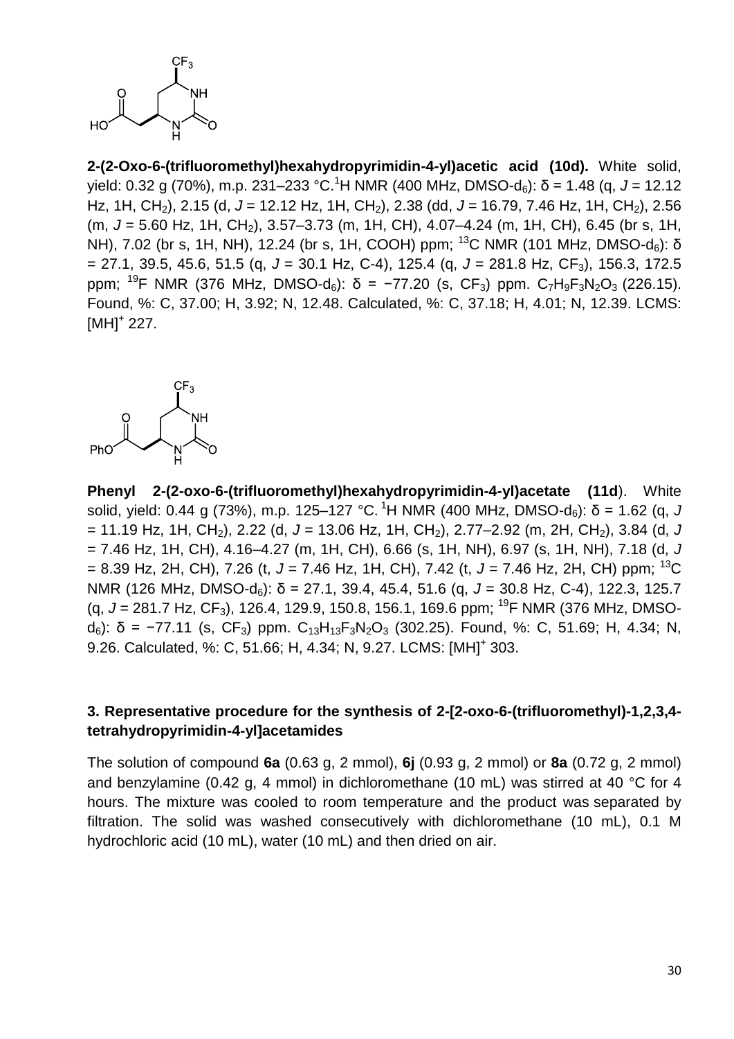**2-(2-Oxo-6-(trifluoromethyl)hexahydropyrimidin-4-yl)acetic acid (10d).** White solid, yield: 0.32 g (70%), m.p. 231–233 °C. $^{1}$H NMR (400 MHz, DMSO-d$_6$): δ = 1.48 (q, *J* = 12.12 Hz, 1H, CH$_2$), 2.15 (d, *J* = 12.12 Hz, 1H, CH$_2$), 2.38 (dd, *J* = 16.79, 7.46 Hz, 1H, CH$_2$), 2.56 (m, *J* = 5.60 Hz, 1H, CH$_2$), 3.57–3.73 (m, 1H, CH), 4.07–4.24 (m, 1H, CH), 6.45 (br s, 1H, NH), 7.02 (br s, 1H, NH), 12.24 (br s, 1H, COOH) ppm; $^{13}$C NMR (101 MHz, DMSO-d$_6$): δ = 27.1, 39.5, 45.6, 51.5 (q, *J* = 30.1 Hz, C-4), 125.4 (q, *J* = 281.8 Hz, CF$_3$), 156.3, 172.5 ppm; $^{19}$F NMR (376 MHz, DMSO-d$_6$): δ = −77.20 (s, CF$_3$) ppm. $C_7H_9F_3N_2O_3$ (226.15). Found, %: C, 37.00; H, 3.92; N, 12.48. Calculated, %: C, 37.18; H, 4.01; N, 12.39. LCMS: [MH]$^+$ 227.

**Phenyl 2-(2-oxo-6-(trifluoromethyl)hexahydropyrimidin-4-yl)acetate (11d**). White solid, yield: 0.44 g (73%), m.p. 125–127 °C. $^{1}$H NMR (400 MHz, DMSO-d$_6$): δ = 1.62 (q, *J* = 11.19 Hz, 1H, CH$_2$), 2.22 (d, *J* = 13.06 Hz, 1H, CH$_2$), 2.77–2.92 (m, 2H, CH$_2$), 3.84 (d, *J* = 7.46 Hz, 1H, CH), 4.16–4.27 (m, 1H, CH), 6.66 (s, 1H, NH), 6.97 (s, 1H, NH), 7.18 (d, *J* = 8.39 Hz, 2H, CH), 7.26 (t, *J* = 7.46 Hz, 1H, CH), 7.42 (t, *J* = 7.46 Hz, 2H, CH) ppm; $^{13}$C NMR (126 MHz, DMSO-d$_6$): δ = 27.1, 39.4, 45.4, 51.6 (q, *J* = 30.8 Hz, C-4), 122.3, 125.7 (q, *J* = 281.7 Hz, CF$_3$), 126.4, 129.9, 150.8, 156.1, 169.6 ppm; $^{19}$F NMR (376 MHz, DMSO-d$_6$): δ = −77.11 (s, CF$_3$) ppm. $C_{13}H_{13}F_3N_2O_3$ (302.25). Found, %: C, 51.69; H, 4.34; N, 9.26. Calculated, %: C, 51.66; H, 4.34; N, 9.27. LCMS: [MH]$^+$ 303.

### 3. Representative procedure for the synthesis of 2-[2-oxo-6-(trifluoromethyl)-1,2,3,4-tetrahydropyrimidin-4-yl]acetamides

The solution of compound **6a** (0.63 g, 2 mmol), **6j** (0.93 g, 2 mmol) or **8a** (0.72 g, 2 mmol) and benzylamine (0.42 g, 4 mmol) in dichloromethane (10 mL) was stirred at 40 °C for 4 hours. The mixture was cooled to room temperature and the product was separated by filtration. The solid was washed consecutively with dichloromethane (10 mL), 0.1 M hydrochloric acid (10 mL), water (10 mL) and then dried on air.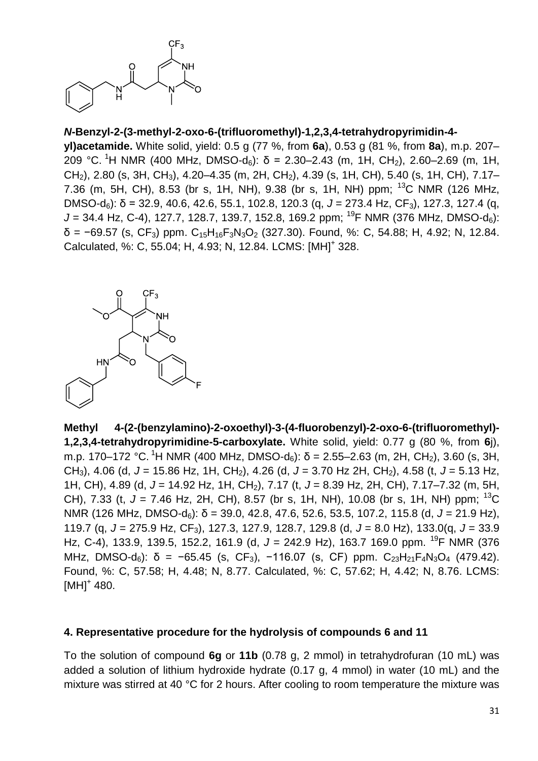***N*-Benzyl-2-(3-methyl-2-oxo-6-(trifluoromethyl)-1,2,3,4-tetrahydropyrimidin-4-yl)acetamide.** White solid, yield: 0.5 g (77 %, from **6a**), 0.53 g (81 %, from **8a**), m.p. 207–209 °C. $^{1}$H NMR (400 MHz, DMSO-d$_6$): δ = 2.30–2.43 (m, 1H, CH$_2$), 2.60–2.69 (m, 1H, CH$_2$), 2.80 (s, 3H, CH$_3$), 4.20–4.35 (m, 2H, CH$_2$), 4.39 (s, 1H, CH), 5.40 (s, 1H, CH), 7.17–7.36 (m, 5H, CH), 8.53 (br s, 1H, NH), 9.38 (br s, 1H, NH) ppm; $^{13}$C NMR (126 MHz, DMSO-d$_6$): δ = 32.9, 40.6, 42.6, 55.1, 102.8, 120.3 (q, *J* = 273.4 Hz, CF$_3$), 127.3, 127.4 (q, *J* = 34.4 Hz, C-4), 127.7, 128.7, 139.7, 152.8, 169.2 ppm; $^{19}$F NMR (376 MHz, DMSO-d$_6$): δ = −69.57 (s, CF$_3$) ppm. $C_{15}H_{16}F_3N_3O_2$ (327.30). Found, %: C, 54.88; H, 4.92; N, 12.84. Calculated, %: C, 55.04; H, 4.93; N, 12.84. LCMS: [MH]$^+$ 328.

**Methyl 4-(2-(benzylamino)-2-oxoethyl)-3-(4-fluorobenzyl)-2-oxo-6-(trifluoromethyl)-1,2,3,4-tetrahydropyrimidine-5-carboxylate.** White solid, yield: 0.77 g (80 %, from **6**j), m.p. 170–172 °C. $^{1}$H NMR (400 MHz, DMSO-d$_6$): δ = 2.55–2.63 (m, 2H, CH$_2$), 3.60 (s, 3H, CH$_3$), 4.06 (d, *J* = 15.86 Hz, 1H, CH$_2$), 4.26 (d, *J* = 3.70 Hz 2H, CH$_2$), 4.58 (t, *J* = 5.13 Hz, 1H, CH), 4.89 (d, *J* = 14.92 Hz, 1H, CH$_2$), 7.17 (t, *J* = 8.39 Hz, 2H, CH), 7.17–7.32 (m, 5H, CH), 7.33 (t, *J* = 7.46 Hz, 2H, CH), 8.57 (br s, 1H, NH), 10.08 (br s, 1H, NH) ppm; $^{13}$C NMR (126 MHz, DMSO-d$_6$): δ = 39.0, 42.8, 47.6, 52.6, 53.5, 107.2, 115.8 (d, *J* = 21.9 Hz), 119.7 (q, *J* = 275.9 Hz, CF$_3$), 127.3, 127.9, 128.7, 129.8 (d, *J* = 8.0 Hz), 133.0(q, *J* = 33.9 Hz, C-4), 133.9, 139.5, 152.2, 161.9 (d, *J* = 242.9 Hz), 163.7 169.0 ppm. $^{19}$F NMR (376 MHz, DMSO-d$_6$): δ = −65.45 (s, CF$_3$), −116.07 (s, CF) ppm. $C_{23}H_{21}F_4N_3O_4$ (479.42). Found, %: C, 57.58; H, 4.48; N, 8.77. Calculated, %: C, 57.62; H, 4.42; N, 8.76. LCMS: [MH]$^+$ 480.

### 4. Representative procedure for the hydrolysis of compounds 6 and 11

To the solution of compound **6g** or **11b** (0.78 g, 2 mmol) in tetrahydrofuran (10 mL) was added a solution of lithium hydroxide hydrate (0.17 g, 4 mmol) in water (10 mL) and the mixture was stirred at 40 °C for 2 hours. After cooling to room temperature the mixture was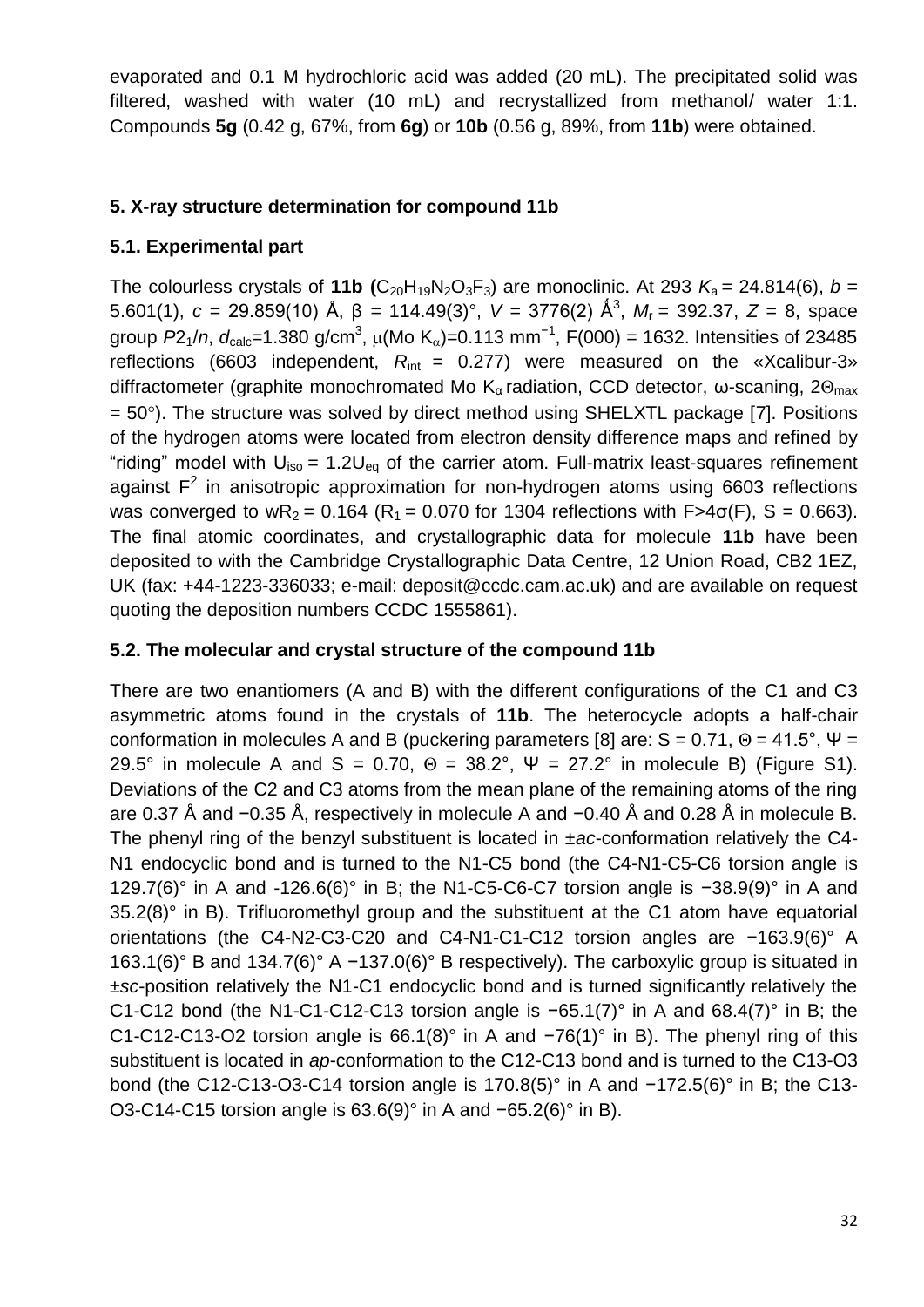evaporated and 0.1 M hydrochloric acid was added (20 mL). The precipitated solid was filtered, washed with water (10 mL) and recrystallized from methanol/ water 1:1. Compounds **5g** (0.42 g, 67%, from **6g**) or **10b** (0.56 g, 89%, from **11b**) were obtained.

## 5. X-ray structure determination for compound 11b

### 5.1. Experimental part

The colourless crystals of **11b** ($C_{20}H_{19}N_2O_3F_3$) are monoclinic. At 293 $K_a$ = 24.814(6), $b$ = 5.601(1), $c$ = 29.859(10) Å, β = 114.49(3)°, $V$ = 3776(2) Å$^3$, $M_r$ = 392.37, $Z$ = 8, space group $P2_1/n$, $d_{calc}$=1.380 g/cm$^3$, μ(Mo $K_\alpha$)=0.113 mm$^{-1}$, F(000) = 1632. Intensities of 23485 reflections (6603 independent, $R_{int}$ = 0.277) were measured on the «Xcalibur-3» diffractometer (graphite monochromated Mo $K_\alpha$ radiation, CCD detector, ω-scaning, $2\Theta_{max}$ = 50°). The structure was solved by direct method using SHELXTL package [7]. Positions of the hydrogen atoms were located from electron density difference maps and refined by "riding" model with $U_{iso} = 1.2U_{eq}$ of the carrier atom. Full-matrix least-squares refinement against $F^2$ in anisotropic approximation for non-hydrogen atoms using 6603 reflections was converged to $wR_2$ = 0.164 ($R_1$ = 0.070 for 1304 reflections with F>4σ(F), S = 0.663). The final atomic coordinates, and crystallographic data for molecule **11b** have been deposited to with the Cambridge Crystallographic Data Centre, 12 Union Road, CB2 1EZ, UK (fax: +44-1223-336033; e-mail: deposit@ccdc.cam.ac.uk) and are available on request quoting the deposition numbers CCDC 1555861).

### 5.2. The molecular and crystal structure of the compound 11b

There are two enantiomers (A and B) with the different configurations of the C1 and C3 asymmetric atoms found in the crystals of **11b**. The heterocycle adopts a half-chair conformation in molecules A and B (puckering parameters [8] are: S = 0.71, Θ = 41.5°, Ψ = 29.5° in molecule A and S = 0.70, Θ = 38.2°, Ψ = 27.2° in molecule B) (Figure S1). Deviations of the C2 and C3 atoms from the mean plane of the remaining atoms of the ring are 0.37 Å and −0.35 Å, respectively in molecule A and −0.40 Å and 0.28 Å in molecule B. The phenyl ring of the benzyl substituent is located in ±*ac*-conformation relatively the C4-N1 endocyclic bond and is turned to the N1-C5 bond (the C4-N1-C5-C6 torsion angle is 129.7(6)° in A and -126.6(6)° in B; the N1-C5-C6-C7 torsion angle is −38.9(9)° in A and 35.2(8)° in B). Trifluoromethyl group and the substituent at the C1 atom have equatorial orientations (the C4-N2-C3-C20 and C4-N1-C1-C12 torsion angles are −163.9(6)° A 163.1(6)° B and 134.7(6)° A −137.0(6)° B respectively). The carboxylic group is situated in ±*sc*-position relatively the N1-C1 endocyclic bond and is turned significantly relatively the C1-C12 bond (the N1-C1-C12-C13 torsion angle is −65.1(7)° in A and 68.4(7)° in B; the C1-C12-C13-O2 torsion angle is 66.1(8)° in A and −76(1)° in B). The phenyl ring of this substituent is located in *ap*-conformation to the C12-C13 bond and is turned to the C13-O3 bond (the C12-C13-O3-C14 torsion angle is 170.8(5)° in A and −172.5(6)° in B; the C13-O3-C14-C15 torsion angle is 63.6(9)° in A and −65.2(6)° in B).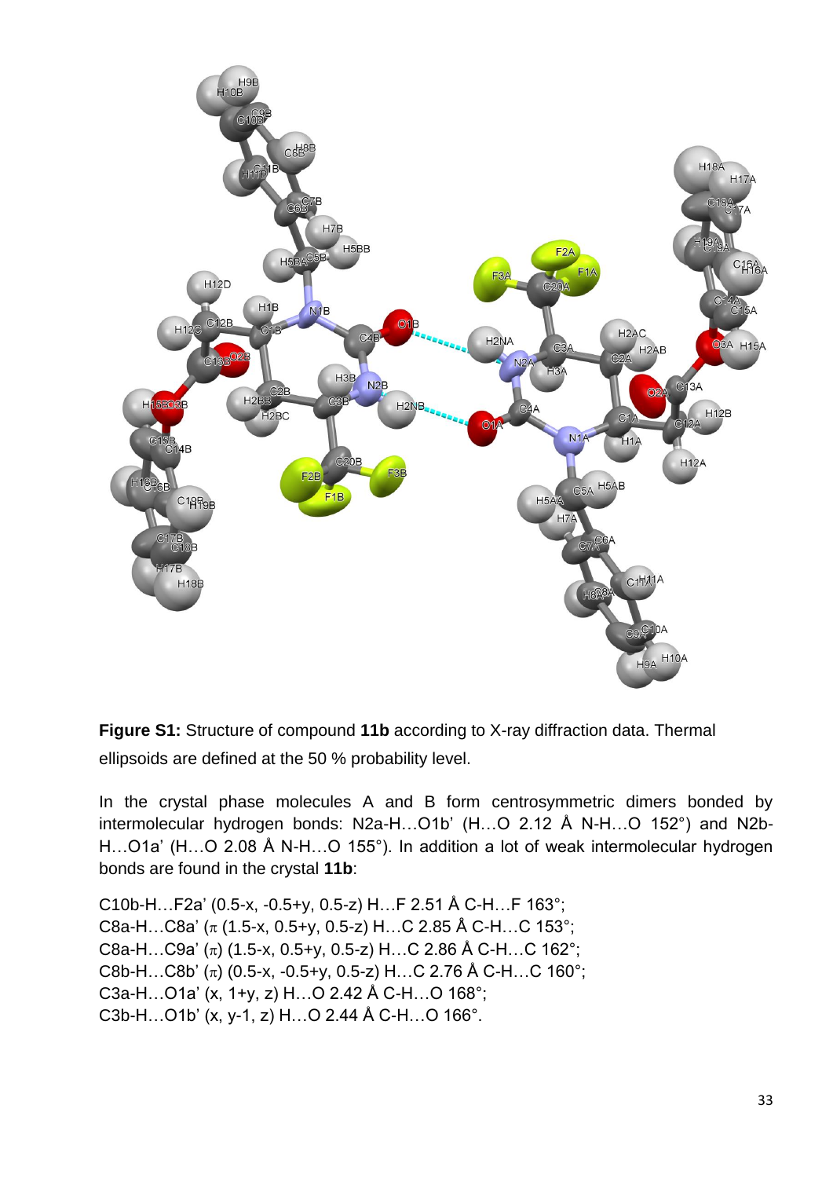**Figure S1:** Structure of compound **11b** according to X-ray diffraction data. Thermal ellipsoids are defined at the 50 % probability level.

In the crystal phase molecules A and B form centrosymmetric dimers bonded by intermolecular hydrogen bonds: N2a-H…O1b' (H…O 2.12 Å N-H…O 152°) and N2b-H…O1a' (H…O 2.08 Å N-H…O 155°). In addition a lot of weak intermolecular hydrogen bonds are found in the crystal **11b**:

C10b-H…F2a' (0.5-x, -0.5+y, 0.5-z) H…F 2.51 Å C-H…F 163°;
C8a-H…C8a' ($\pi$ (1.5-x, 0.5+y, 0.5-z) H…C 2.85 Å C-H…C 153°;
C8a-H…C9a' ($\pi$) (1.5-x, 0.5+y, 0.5-z) H…C 2.86 Å C-H…C 162°;
C8b-H…C8b' ($\pi$) (0.5-x, -0.5+y, 0.5-z) H…C 2.76 Å C-H…C 160°;
C3a-H…O1a' (x, 1+y, z) H…O 2.42 Å C-H…O 168°;
C3b-H…O1b' (x, y-1, z) H…O 2.44 Å C-H…O 166°.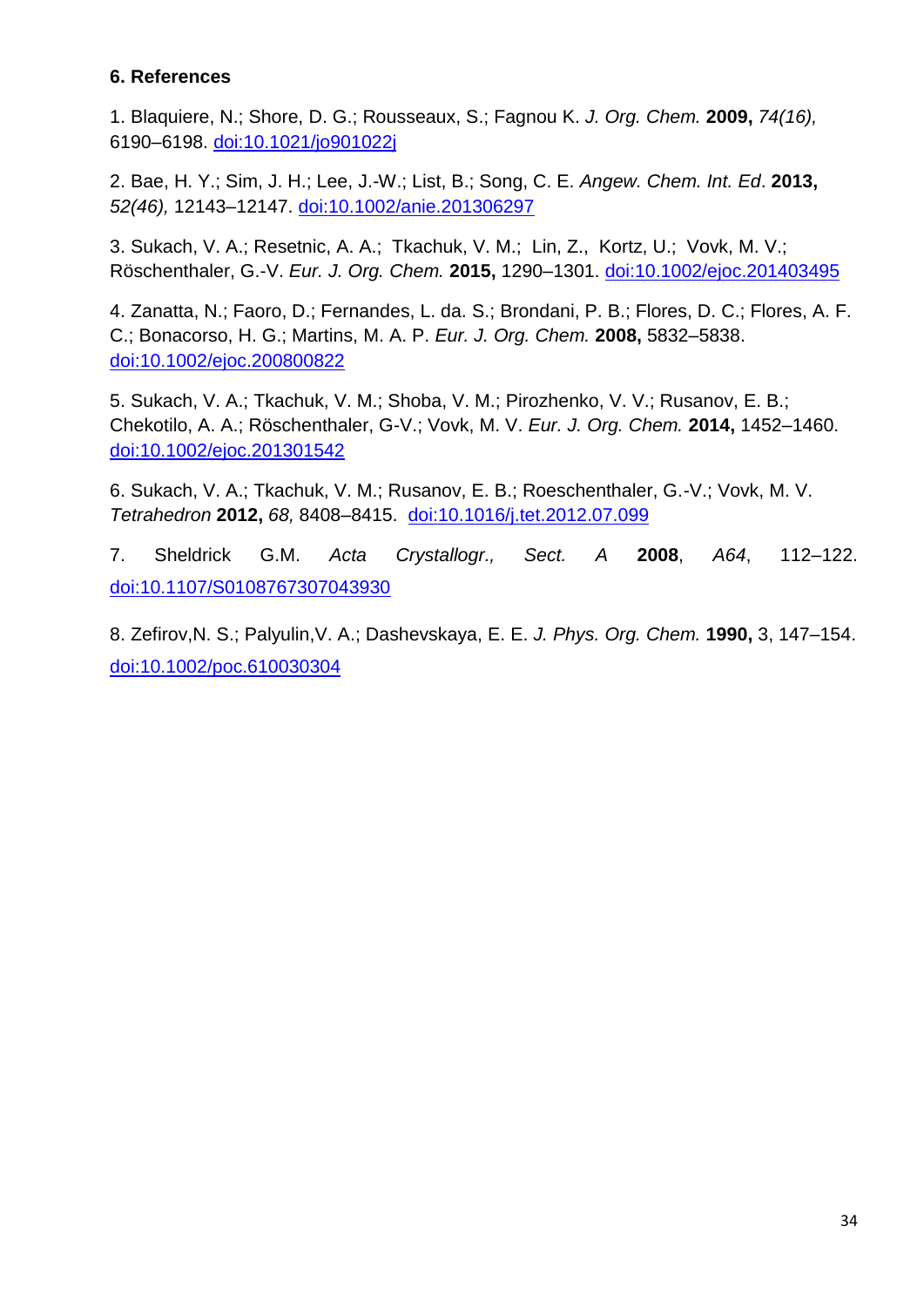## 6. References

1. Blaquiere, N.; Shore, D. G.; Rousseaux, S.; Fagnou K. *J. Org. Chem.* **2009,** *74(16),* 6190–6198. doi:10.1021/jo901022j

2. Bae, H. Y.; Sim, J. H.; Lee, J.-W.; List, B.; Song, C. E. *Angew. Chem. Int. Ed*. **2013,** *52(46),* 12143–12147. doi:10.1002/anie.201306297

3. Sukach, V. A.; Resetnic, A. A.; Tkachuk, V. M.; Lin, Z., Kortz, U.; Vovk, M. V.; Röschenthaler, G.-V. *Eur. J. Org. Chem.* **2015,** 1290–1301. doi:10.1002/ejoc.201403495

4. Zanatta, N.; Faoro, D.; Fernandes, L. da. S.; Brondani, P. B.; Flores, D. C.; Flores, A. F. C.; Bonacorso, H. G.; Martins, M. A. P. *Eur. J. Org. Chem.* **2008,** 5832–5838. doi:10.1002/ejoc.200800822

5. Sukach, V. A.; Tkachuk, V. M.; Shoba, V. M.; Pirozhenko, V. V.; Rusanov, E. B.; Chekotilo, A. A.; Röschenthaler, G-V.; Vovk, M. V. *Eur. J. Org. Chem.* **2014,** 1452–1460. doi:10.1002/ejoc.201301542

6. Sukach, V. A.; Tkachuk, V. M.; Rusanov, E. B.; Roeschenthaler, G.-V.; Vovk, M. V. *Tetrahedron* **2012,** *68,* 8408–8415. doi:10.1016/j.tet.2012.07.099

7. Sheldrick G.M. *Acta Crystallogr., Sect. A* **2008**, *A64*, 112–122. doi:10.1107/S0108767307043930

8. Zefirov,N. S.; Palyulin,V. A.; Dashevskaya, E. E. *J. Phys. Org. Chem.* **1990,** 3, 147–154. doi:10.1002/poc.610030304